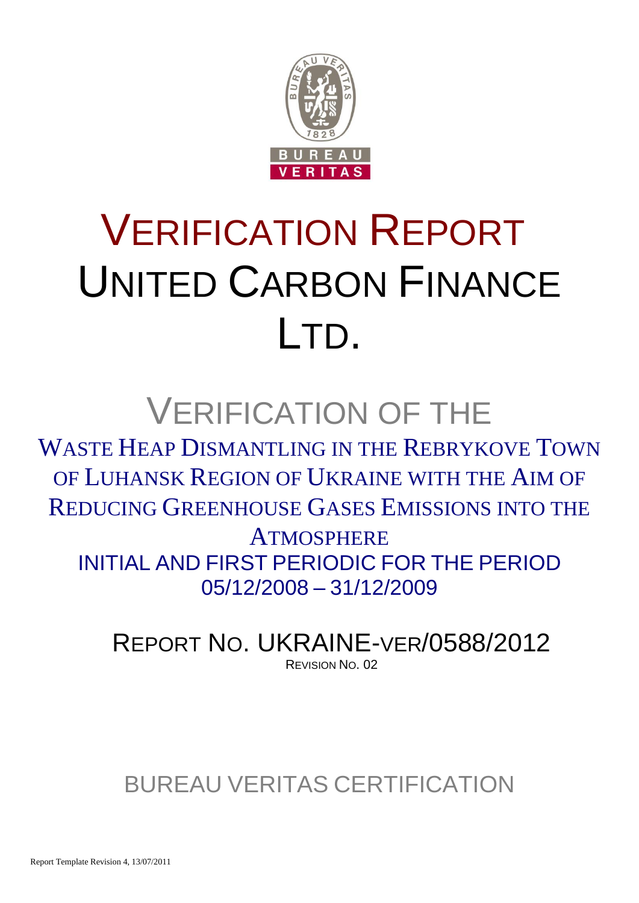# VERIFICATION REPORT
# UNITED CARBON FINANCE LTD.

## VERIFICATION OF THE

WASTE HEAP DISMANTLING IN THE REBRYKOVE TOWN OF LUHANSK REGION OF UKRAINE WITH THE AIM OF REDUCING GREENHOUSE GASES EMISSIONS INTO THE ATMOSPHERE

INITIAL AND FIRST PERIODIC FOR THE PERIOD 05/12/2008 – 31/12/2009

REPORT NO. UKRAINE-VER/0588/2012

REVISION NO. 02

BUREAU VERITAS CERTIFICATION

Report Template Revision 4, 13/07/2011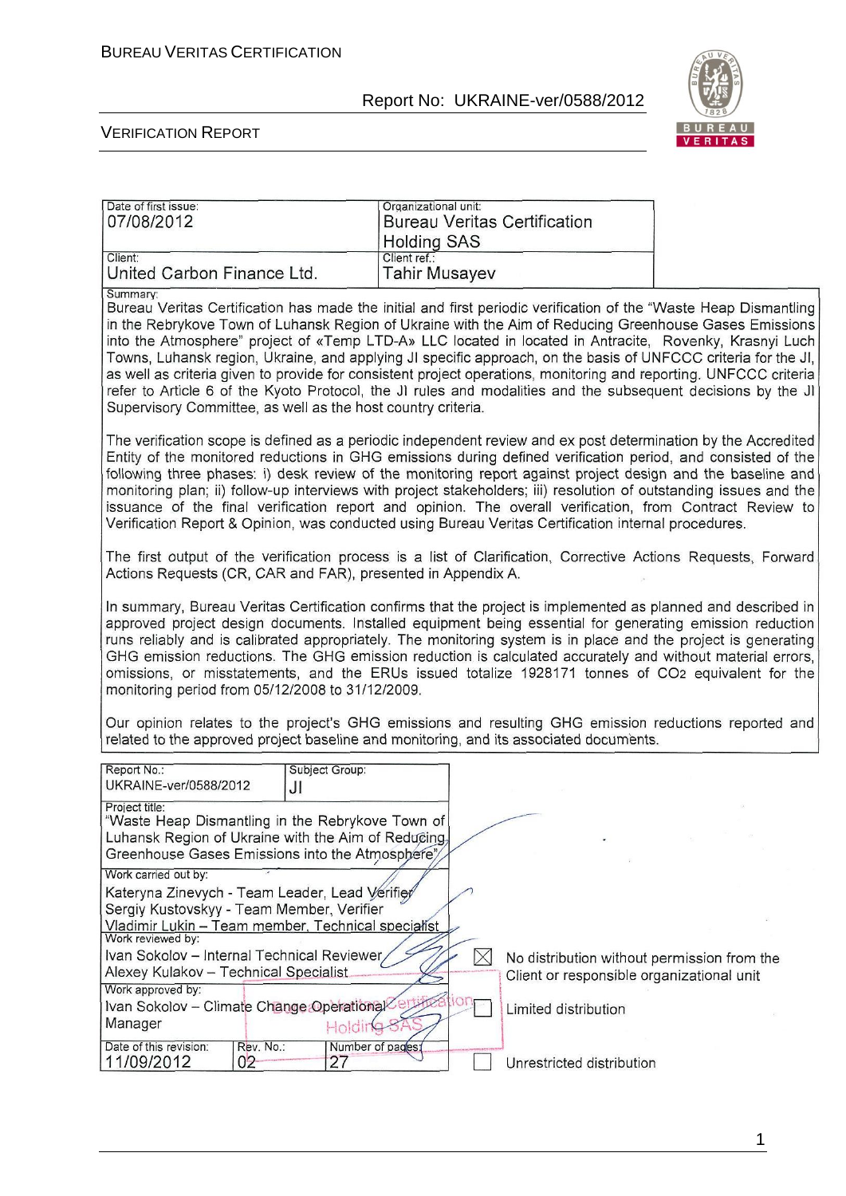| Date of first issue: 07/08/2012 | Organizational unit: Bureau Veritas Certification Holding SAS |
|---|---|
| Client: United Carbon Finance Ltd. | Client ref.: Tahir Musayev |

Summary:

Bureau Veritas Certification has made the initial and first periodic verification of the "Waste Heap Dismantling in the Rebrykove Town of Luhansk Region of Ukraine with the Aim of Reducing Greenhouse Gases Emissions into the Atmosphere" project of «Temp LTD-A» LLC located in located in Antracite, Rovenky, Krasnyi Luch Towns, Luhansk region, Ukraine, and applying JI specific approach, on the basis of UNFCCC criteria for the JI, as well as criteria given to provide for consistent project operations, monitoring and reporting. UNFCCC criteria refer to Article 6 of the Kyoto Protocol, the JI rules and modalities and the subsequent decisions by the JI Supervisory Committee, as well as the host country criteria.

The verification scope is defined as a periodic independent review and ex post determination by the Accredited Entity of the monitored reductions in GHG emissions during defined verification period, and consisted of the following three phases: i) desk review of the monitoring report against project design and the baseline and monitoring plan; ii) follow-up interviews with project stakeholders; iii) resolution of outstanding issues and the issuance of the final verification report and opinion. The overall verification, from Contract Review to Verification Report & Opinion, was conducted using Bureau Veritas Certification internal procedures.

The first output of the verification process is a list of Clarification, Corrective Actions Requests, Forward Actions Requests (CR, CAR and FAR), presented in Appendix A.

In summary, Bureau Veritas Certification confirms that the project is implemented as planned and described in approved project design documents. Installed equipment being essential for generating emission reduction runs reliably and is calibrated appropriately. The monitoring system is in place and the project is generating GHG emission reductions. The GHG emission reduction is calculated accurately and without material errors, omissions, or misstatements, and the ERUs issued totalize 1928171 tonnes of $CO_2$ equivalent for the monitoring period from 05/12/2008 to 31/12/2009.

Our opinion relates to the project's GHG emissions and resulting GHG emission reductions reported and related to the approved project baseline and monitoring, and its associated documents.

| Report No.: UKRAINE-ver/0588/2012 | Subject Group: JI | |
|---|---|---|
| Project title: "Waste Heap Dismantling in the Rebrykove Town of Luhansk Region of Ukraine with the Aim of Reducing Greenhouse Gases Emissions into the Atmosphere" | | |
| Work carried out by: Kateryna Zinevych - Team Leader, Lead Verifier; Sergiy Kustovskyy - Team Member, Verifier; Vladimir Lukin – Team member, Technical specialist | | |
| Work reviewed by: Ivan Sokolov – Internal Technical Reviewer; Alexey Kulakov – Technical Specialist | | |
| Work approved by: Ivan Sokolov – Climate Change Operational Manager | | |
| Date of this revision: 11/09/2012 | Rev. No.: 02 | Number of pages: 27 |

- [x] No distribution without permission from the Client or responsible organizational unit
- [ ] Limited distribution
- [ ] Unrestricted distribution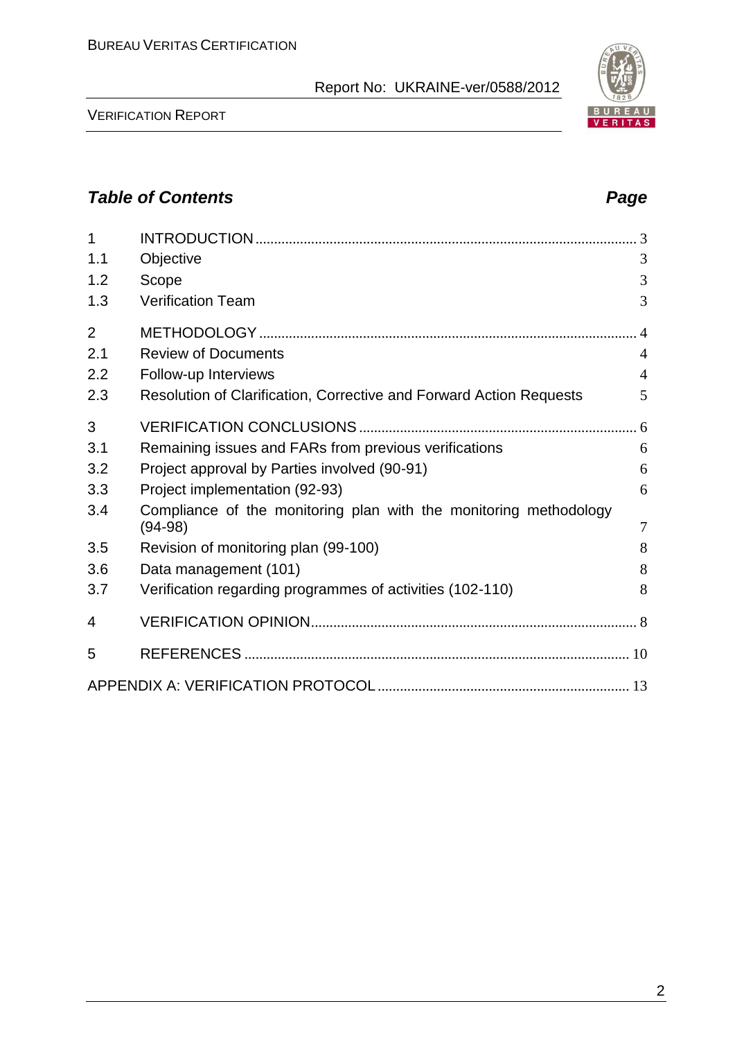## *Table of Contents* *Page*

| | | |
|---|---|---|
| 1 | INTRODUCTION | 3 |
| 1.1 | Objective | 3 |
| 1.2 | Scope | 3 |
| 1.3 | Verification Team | 3 |
| 2 | METHODOLOGY | 4 |
| 2.1 | Review of Documents | 4 |
| 2.2 | Follow-up Interviews | 4 |
| 2.3 | Resolution of Clarification, Corrective and Forward Action Requests | 5 |
| 3 | VERIFICATION CONCLUSIONS | 6 |
| 3.1 | Remaining issues and FARs from previous verifications | 6 |
| 3.2 | Project approval by Parties involved (90-91) | 6 |
| 3.3 | Project implementation (92-93) | 6 |
| 3.4 | Compliance of the monitoring plan with the monitoring methodology (94-98) | 7 |
| 3.5 | Revision of monitoring plan (99-100) | 8 |
| 3.6 | Data management (101) | 8 |
| 3.7 | Verification regarding programmes of activities (102-110) | 8 |
| 4 | VERIFICATION OPINION | 8 |
| 5 | REFERENCES | 10 |
| | APPENDIX A: VERIFICATION PROTOCOL | 13 |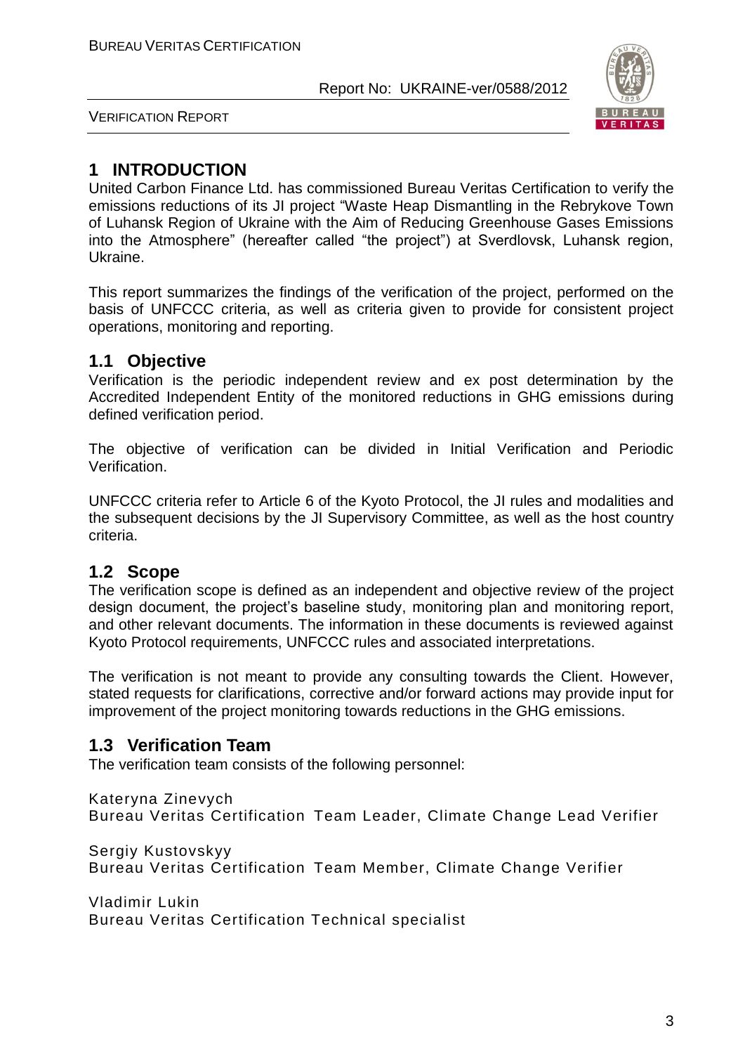# 1 INTRODUCTION

United Carbon Finance Ltd. has commissioned Bureau Veritas Certification to verify the emissions reductions of its JI project "Waste Heap Dismantling in the Rebrykove Town of Luhansk Region of Ukraine with the Aim of Reducing Greenhouse Gases Emissions into the Atmosphere" (hereafter called "the project") at Sverdlovsk, Luhansk region, Ukraine.

This report summarizes the findings of the verification of the project, performed on the basis of UNFCCC criteria, as well as criteria given to provide for consistent project operations, monitoring and reporting.

## 1.1 Objective

Verification is the periodic independent review and ex post determination by the Accredited Independent Entity of the monitored reductions in GHG emissions during defined verification period.

The objective of verification can be divided in Initial Verification and Periodic Verification.

UNFCCC criteria refer to Article 6 of the Kyoto Protocol, the JI rules and modalities and the subsequent decisions by the JI Supervisory Committee, as well as the host country criteria.

## 1.2 Scope

The verification scope is defined as an independent and objective review of the project design document, the project's baseline study, monitoring plan and monitoring report, and other relevant documents. The information in these documents is reviewed against Kyoto Protocol requirements, UNFCCC rules and associated interpretations.

The verification is not meant to provide any consulting towards the Client. However, stated requests for clarifications, corrective and/or forward actions may provide input for improvement of the project monitoring towards reductions in the GHG emissions.

## 1.3 Verification Team

The verification team consists of the following personnel:

Kateryna Zinevych
Bureau Veritas Certification Team Leader, Climate Change Lead Verifier

Sergiy Kustovskyy
Bureau Veritas Certification Team Member, Climate Change Verifier

Vladimir Lukin
Bureau Veritas Certification Technical specialist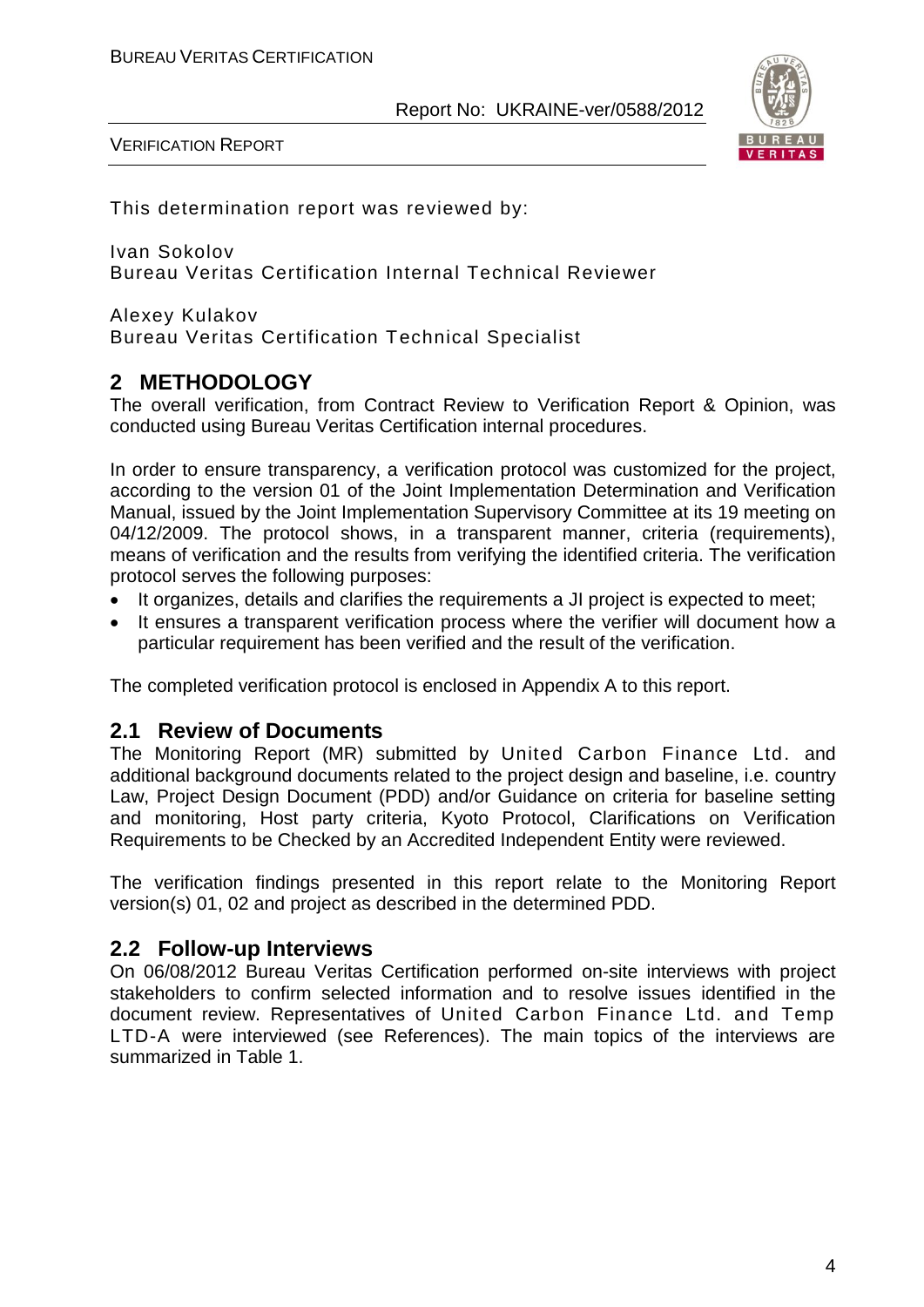This determination report was reviewed by:

Ivan Sokolov
Bureau Veritas Certification Internal Technical Reviewer

Alexey Kulakov
Bureau Veritas Certification Technical Specialist

## 2 METHODOLOGY

The overall verification, from Contract Review to Verification Report & Opinion, was conducted using Bureau Veritas Certification internal procedures.

In order to ensure transparency, a verification protocol was customized for the project, according to the version 01 of the Joint Implementation Determination and Verification Manual, issued by the Joint Implementation Supervisory Committee at its 19 meeting on 04/12/2009. The protocol shows, in a transparent manner, criteria (requirements), means of verification and the results from verifying the identified criteria. The verification protocol serves the following purposes:

- It organizes, details and clarifies the requirements a JI project is expected to meet;
- It ensures a transparent verification process where the verifier will document how a particular requirement has been verified and the result of the verification.

The completed verification protocol is enclosed in Appendix A to this report.

### 2.1 Review of Documents

The Monitoring Report (MR) submitted by United Carbon Finance Ltd. and additional background documents related to the project design and baseline, i.e. country Law, Project Design Document (PDD) and/or Guidance on criteria for baseline setting and monitoring, Host party criteria, Kyoto Protocol, Clarifications on Verification Requirements to be Checked by an Accredited Independent Entity were reviewed.

The verification findings presented in this report relate to the Monitoring Report version(s) 01, 02 and project as described in the determined PDD.

### 2.2 Follow-up Interviews

On 06/08/2012 Bureau Veritas Certification performed on-site interviews with project stakeholders to confirm selected information and to resolve issues identified in the document review. Representatives of United Carbon Finance Ltd. and Temp LTD-A were interviewed (see References). The main topics of the interviews are summarized in Table 1.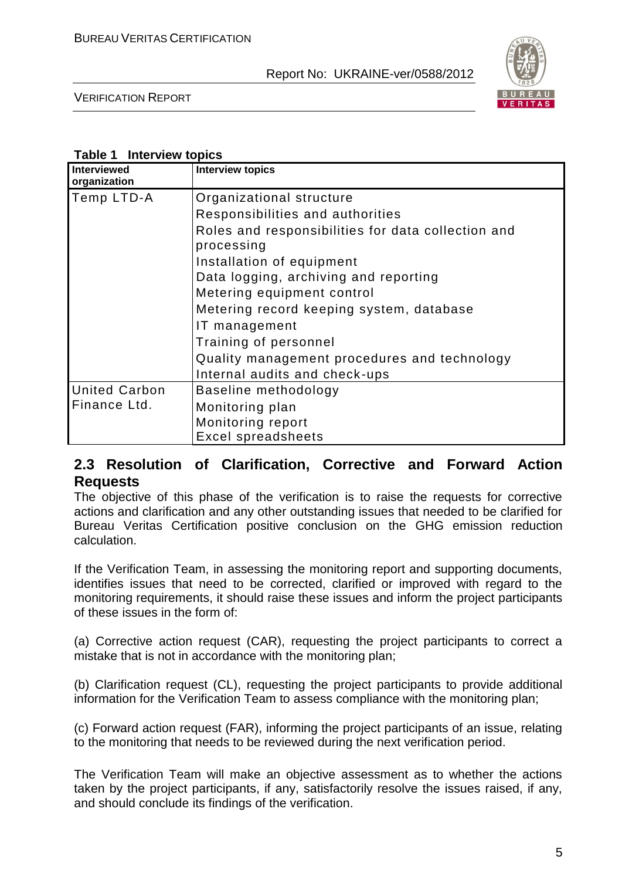**Table 1 Interview topics**

| Interviewed organization | Interview topics |
|---|---|
| Temp LTD-A | Organizational structure<br>Responsibilities and authorities<br>Roles and responsibilities for data collection and processing<br>Installation of equipment<br>Data logging, archiving and reporting<br>Metering equipment control<br>Metering record keeping system, database<br>IT management<br>Training of personnel<br>Quality management procedures and technology<br>Internal audits and check-ups |
| United Carbon Finance Ltd. | Baseline methodology<br>Monitoring plan<br>Monitoring report<br>Excel spreadsheets |

## 2.3 Resolution of Clarification, Corrective and Forward Action Requests

The objective of this phase of the verification is to raise the requests for corrective actions and clarification and any other outstanding issues that needed to be clarified for Bureau Veritas Certification positive conclusion on the GHG emission reduction calculation.

If the Verification Team, in assessing the monitoring report and supporting documents, identifies issues that need to be corrected, clarified or improved with regard to the monitoring requirements, it should raise these issues and inform the project participants of these issues in the form of:

(a) Corrective action request (CAR), requesting the project participants to correct a mistake that is not in accordance with the monitoring plan;

(b) Clarification request (CL), requesting the project participants to provide additional information for the Verification Team to assess compliance with the monitoring plan;

(c) Forward action request (FAR), informing the project participants of an issue, relating to the monitoring that needs to be reviewed during the next verification period.

The Verification Team will make an objective assessment as to whether the actions taken by the project participants, if any, satisfactorily resolve the issues raised, if any, and should conclude its findings of the verification.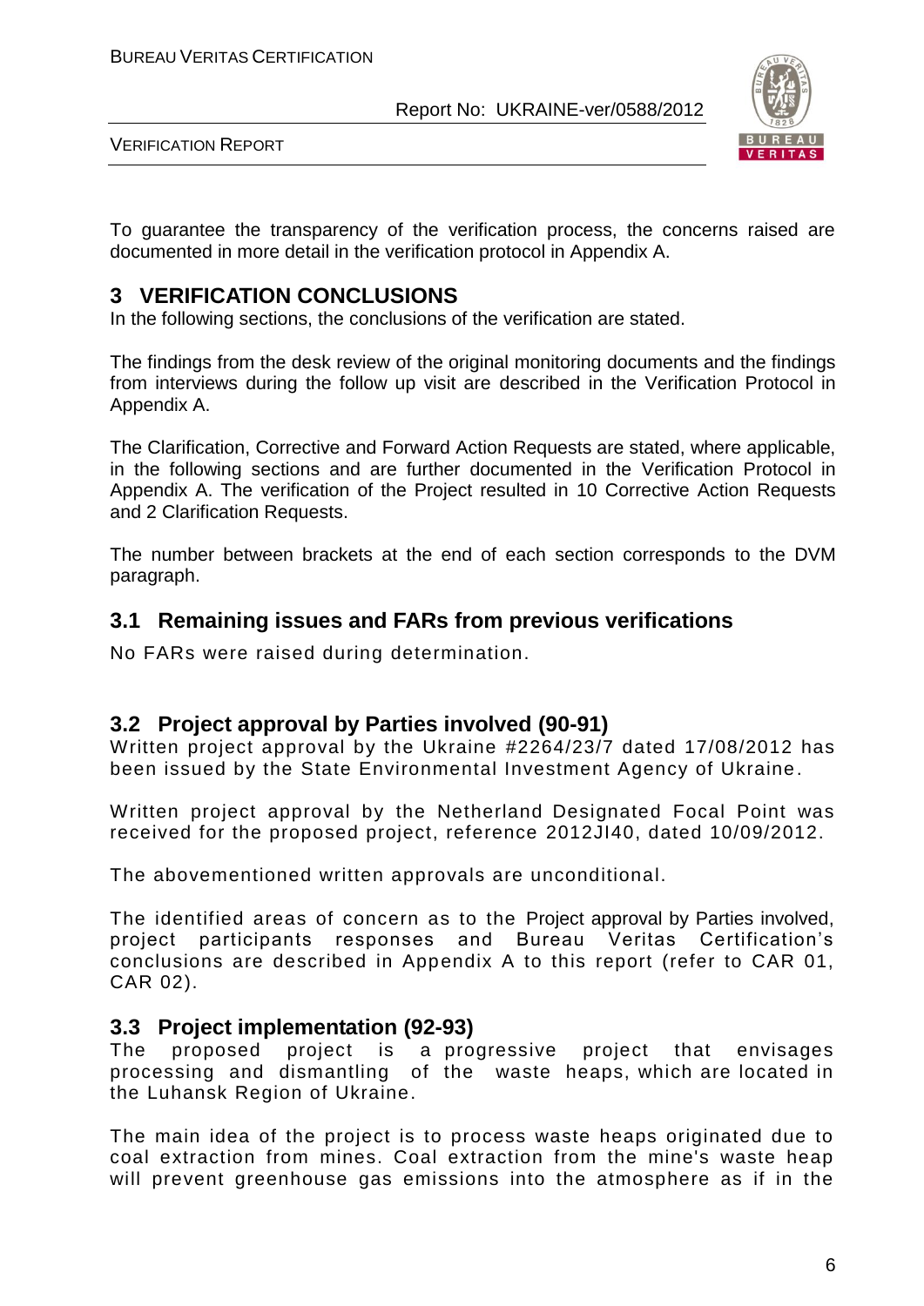To guarantee the transparency of the verification process, the concerns raised are documented in more detail in the verification protocol in Appendix A.

# 3 VERIFICATION CONCLUSIONS

In the following sections, the conclusions of the verification are stated.

The findings from the desk review of the original monitoring documents and the findings from interviews during the follow up visit are described in the Verification Protocol in Appendix A.

The Clarification, Corrective and Forward Action Requests are stated, where applicable, in the following sections and are further documented in the Verification Protocol in Appendix A. The verification of the Project resulted in 10 Corrective Action Requests and 2 Clarification Requests.

The number between brackets at the end of each section corresponds to the DVM paragraph.

## 3.1 Remaining issues and FARs from previous verifications

No FARs were raised during determination.

## 3.2 Project approval by Parties involved (90-91)

Written project approval by the Ukraine #2264/23/7 dated 17/08/2012 has been issued by the State Environmental Investment Agency of Ukraine.

Written project approval by the Netherland Designated Focal Point was received for the proposed project, reference 2012JI40, dated 10/09/2012.

The abovementioned written approvals are unconditional.

The identified areas of concern as to the Project approval by Parties involved, project participants responses and Bureau Veritas Certification's conclusions are described in Appendix A to this report (refer to CAR 01, CAR 02).

## 3.3 Project implementation (92-93)

The proposed project is a progressive project that envisages processing and dismantling of the waste heaps, which are located in the Luhansk Region of Ukraine.

The main idea of the project is to process waste heaps originated due to coal extraction from mines. Coal extraction from the mine's waste heap will prevent greenhouse gas emissions into the atmosphere as if in the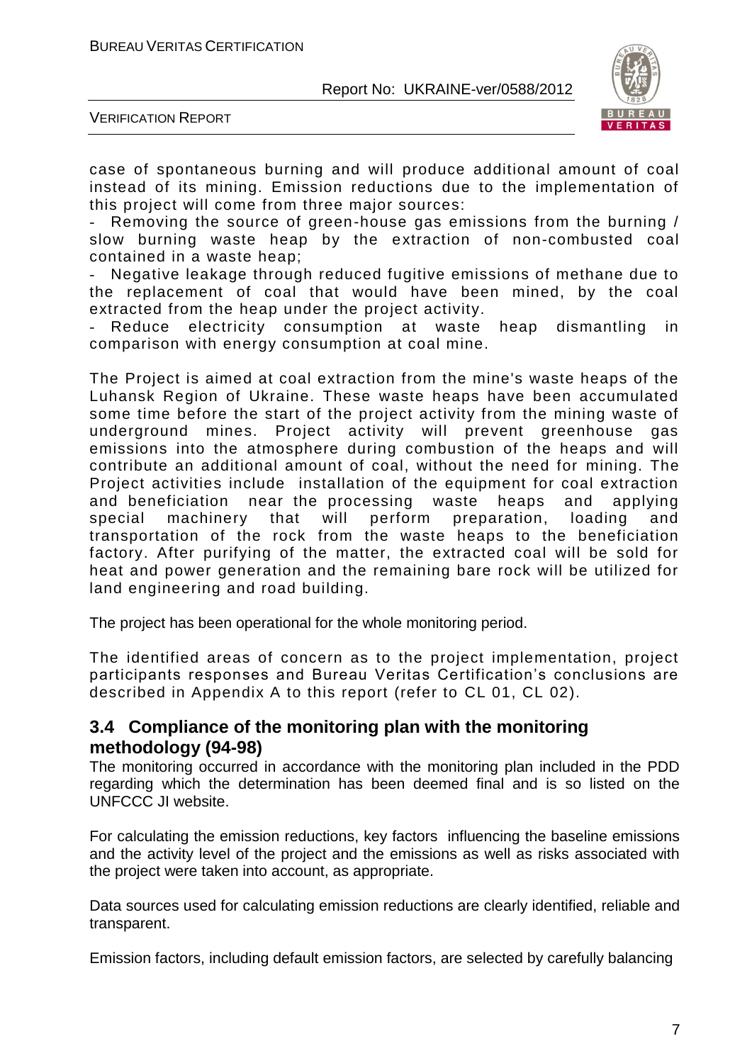case of spontaneous burning and will produce additional amount of coal instead of its mining. Emission reductions due to the implementation of this project will come from three major sources:

- Removing the source of green-house gas emissions from the burning / slow burning waste heap by the extraction of non-combusted coal contained in a waste heap;
- Negative leakage through reduced fugitive emissions of methane due to the replacement of coal that would have been mined, by the coal extracted from the heap under the project activity.
- Reduce electricity consumption at waste heap dismantling in comparison with energy consumption at coal mine.

The Project is aimed at coal extraction from the mine's waste heaps of the Luhansk Region of Ukraine. These waste heaps have been accumulated some time before the start of the project activity from the mining waste of underground mines. Project activity will prevent greenhouse gas emissions into the atmosphere during combustion of the heaps and will contribute an additional amount of coal, without the need for mining. The Project activities include installation of the equipment for coal extraction and beneficiation near the processing waste heaps and applying special machinery that will perform preparation, loading and transportation of the rock from the waste heaps to the beneficiation factory. After purifying of the matter, the extracted coal will be sold for heat and power generation and the remaining bare rock will be utilized for land engineering and road building.

The project has been operational for the whole monitoring period.

The identified areas of concern as to the project implementation, project participants responses and Bureau Veritas Certification's conclusions are described in Appendix A to this report (refer to CL 01, CL 02).

## 3.4 Compliance of the monitoring plan with the monitoring methodology (94-98)

The monitoring occurred in accordance with the monitoring plan included in the PDD regarding which the determination has been deemed final and is so listed on the UNFCCC JI website.

For calculating the emission reductions, key factors influencing the baseline emissions and the activity level of the project and the emissions as well as risks associated with the project were taken into account, as appropriate.

Data sources used for calculating emission reductions are clearly identified, reliable and transparent.

Emission factors, including default emission factors, are selected by carefully balancing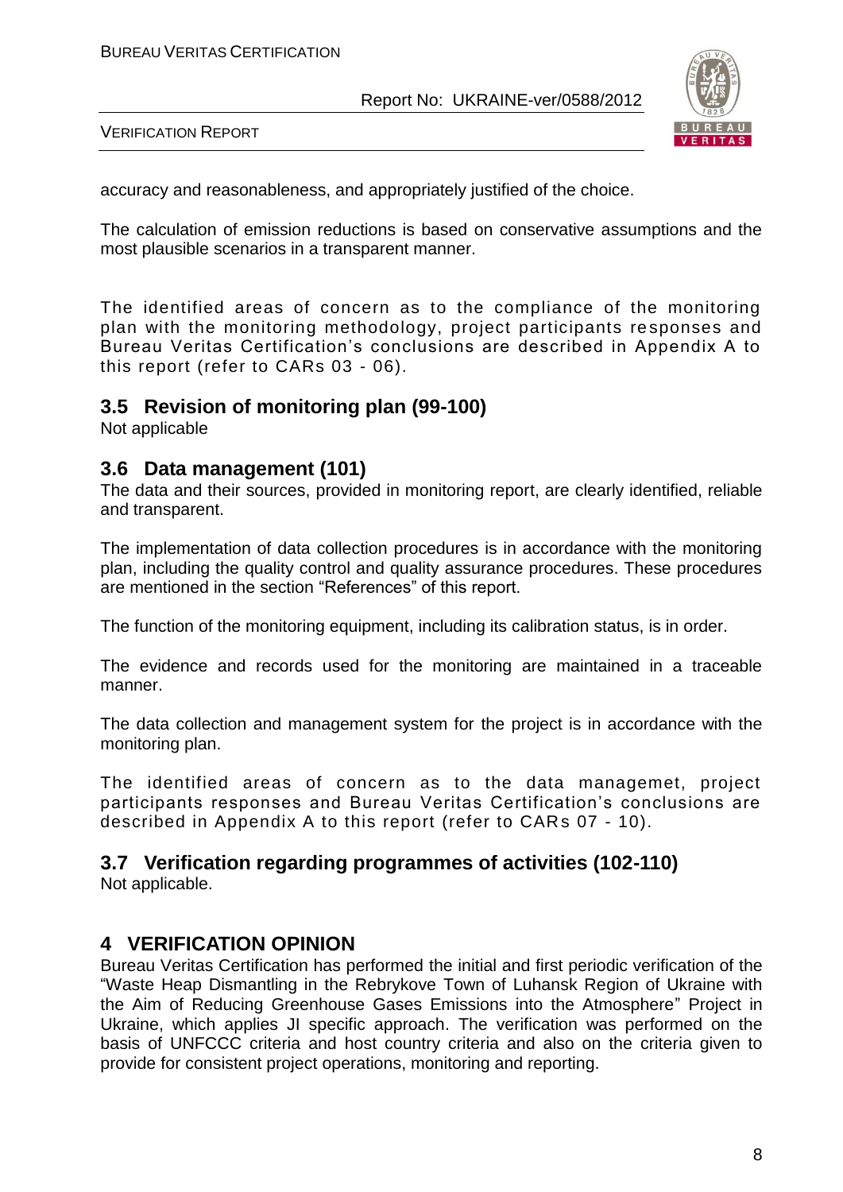accuracy and reasonableness, and appropriately justified of the choice.

The calculation of emission reductions is based on conservative assumptions and the most plausible scenarios in a transparent manner.

The identified areas of concern as to the compliance of the monitoring plan with the monitoring methodology, project participants responses and Bureau Veritas Certification's conclusions are described in Appendix A to this report (refer to CARs 03 - 06).

## 3.5 Revision of monitoring plan (99-100)

Not applicable

## 3.6 Data management (101)

The data and their sources, provided in monitoring report, are clearly identified, reliable and transparent.

The implementation of data collection procedures is in accordance with the monitoring plan, including the quality control and quality assurance procedures. These procedures are mentioned in the section "References" of this report.

The function of the monitoring equipment, including its calibration status, is in order.

The evidence and records used for the monitoring are maintained in a traceable manner.

The data collection and management system for the project is in accordance with the monitoring plan.

The identified areas of concern as to the data managemet, project participants responses and Bureau Veritas Certification's conclusions are described in Appendix A to this report (refer to CARs 07 - 10).

## 3.7 Verification regarding programmes of activities (102-110)

Not applicable.

# 4 VERIFICATION OPINION

Bureau Veritas Certification has performed the initial and first periodic verification of the "Waste Heap Dismantling in the Rebrykove Town of Luhansk Region of Ukraine with the Aim of Reducing Greenhouse Gases Emissions into the Atmosphere" Project in Ukraine, which applies JI specific approach. The verification was performed on the basis of UNFCCC criteria and host country criteria and also on the criteria given to provide for consistent project operations, monitoring and reporting.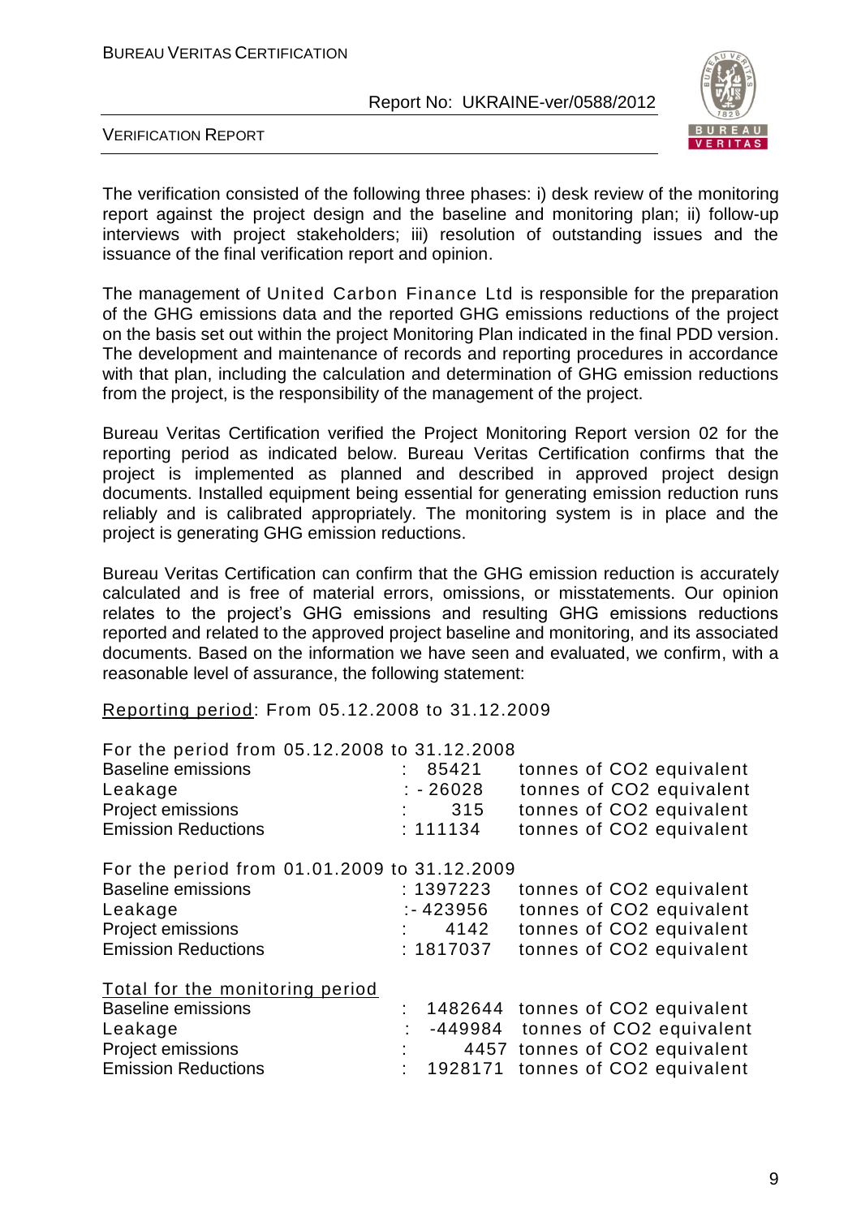The verification consisted of the following three phases: i) desk review of the monitoring report against the project design and the baseline and monitoring plan; ii) follow-up interviews with project stakeholders; iii) resolution of outstanding issues and the issuance of the final verification report and opinion.

The management of United Carbon Finance Ltd is responsible for the preparation of the GHG emissions data and the reported GHG emissions reductions of the project on the basis set out within the project Monitoring Plan indicated in the final PDD version. The development and maintenance of records and reporting procedures in accordance with that plan, including the calculation and determination of GHG emission reductions from the project, is the responsibility of the management of the project.

Bureau Veritas Certification verified the Project Monitoring Report version 02 for the reporting period as indicated below. Bureau Veritas Certification confirms that the project is implemented as planned and described in approved project design documents. Installed equipment being essential for generating emission reduction runs reliably and is calibrated appropriately. The monitoring system is in place and the project is generating GHG emission reductions.

Bureau Veritas Certification can confirm that the GHG emission reduction is accurately calculated and is free of material errors, omissions, or misstatements. Our opinion relates to the project's GHG emissions and resulting GHG emissions reductions reported and related to the approved project baseline and monitoring, and its associated documents. Based on the information we have seen and evaluated, we confirm, with a reasonable level of assurance, the following statement:

Reporting period: From 05.12.2008 to 31.12.2009

For the period from 05.12.2008 to 31.12.2008

| | | |
|---|---|---|
| Baseline emissions | : 85421 | tonnes of CO2 equivalent |
| Leakage | : - 26028 | tonnes of CO2 equivalent |
| Project emissions | : 315 | tonnes of CO2 equivalent |
| Emission Reductions | : 111134 | tonnes of CO2 equivalent |

For the period from 01.01.2009 to 31.12.2009

| | | |
|---|---|---|
| Baseline emissions | : 1397223 | tonnes of CO2 equivalent |
| Leakage | :- 423956 | tonnes of CO2 equivalent |
| Project emissions | : 4142 | tonnes of CO2 equivalent |
| Emission Reductions | : 1817037 | tonnes of CO2 equivalent |

Total for the monitoring period

| | | |
|---|---|---|
| Baseline emissions | : 1482644 | tonnes of CO2 equivalent |
| Leakage | : -449984 | tonnes of CO2 equivalent |
| Project emissions | : 4457 | tonnes of CO2 equivalent |
| Emission Reductions | : 1928171 | tonnes of CO2 equivalent |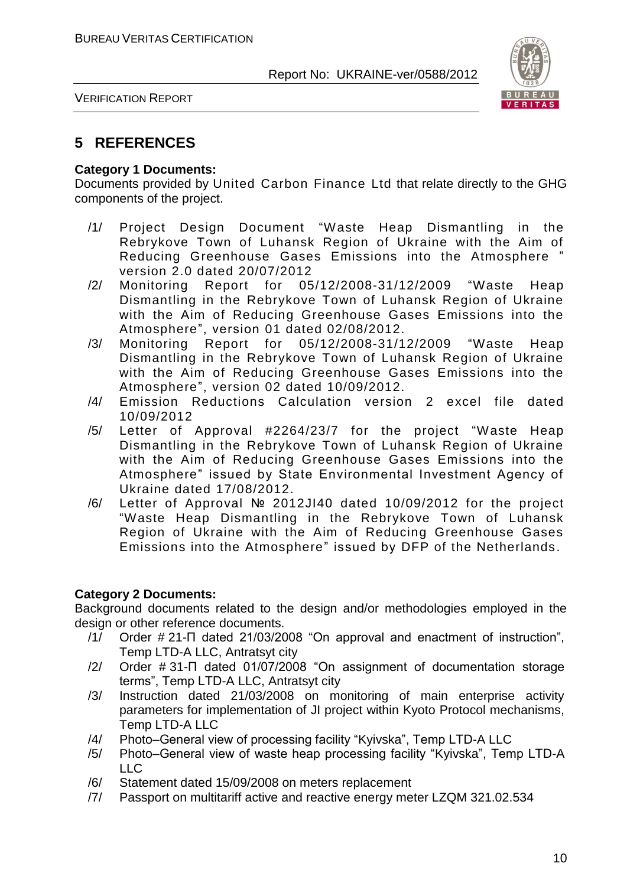## 5 REFERENCES

**Category 1 Documents:**

Documents provided by United Carbon Finance Ltd that relate directly to the GHG components of the project.

/1/ Project Design Document "Waste Heap Dismantling in the Rebrykove Town of Luhansk Region of Ukraine with the Aim of Reducing Greenhouse Gases Emissions into the Atmosphere " version 2.0 dated 20/07/2012

/2/ Monitoring Report for 05/12/2008-31/12/2009 "Waste Heap Dismantling in the Rebrykove Town of Luhansk Region of Ukraine with the Aim of Reducing Greenhouse Gases Emissions into the Atmosphere", version 01 dated 02/08/2012.

/3/ Monitoring Report for 05/12/2008-31/12/2009 "Waste Heap Dismantling in the Rebrykove Town of Luhansk Region of Ukraine with the Aim of Reducing Greenhouse Gases Emissions into the Atmosphere", version 02 dated 10/09/2012.

/4/ Emission Reductions Calculation version 2 excel file dated 10/09/2012

/5/ Letter of Approval #2264/23/7 for the project "Waste Heap Dismantling in the Rebrykove Town of Luhansk Region of Ukraine with the Aim of Reducing Greenhouse Gases Emissions into the Atmosphere" issued by State Environmental Investment Agency of Ukraine dated 17/08/2012.

/6/ Letter of Approval № 2012JI40 dated 10/09/2012 for the project "Waste Heap Dismantling in the Rebrykove Town of Luhansk Region of Ukraine with the Aim of Reducing Greenhouse Gases Emissions into the Atmosphere" issued by DFP of the Netherlands.

**Category 2 Documents:**

Background documents related to the design and/or methodologies employed in the design or other reference documents.

/1/ Order # 21-П dated 21/03/2008 "On approval and enactment of instruction", Temp LTD-A LLC, Antratsyt city

/2/ Order # 31-П dated 01/07/2008 "On assignment of documentation storage terms", Temp LTD-A LLC, Antratsyt city

/3/ Instruction dated 21/03/2008 on monitoring of main enterprise activity parameters for implementation of JI project within Kyoto Protocol mechanisms, Temp LTD-A LLC

/4/ Photo–General view of processing facility "Kyivska", Temp LTD-A LLC

/5/ Photo–General view of waste heap processing facility "Kyivska", Temp LTD-A LLC

/6/ Statement dated 15/09/2008 on meters replacement

/7/ Passport on multitariff active and reactive energy meter LZQM 321.02.534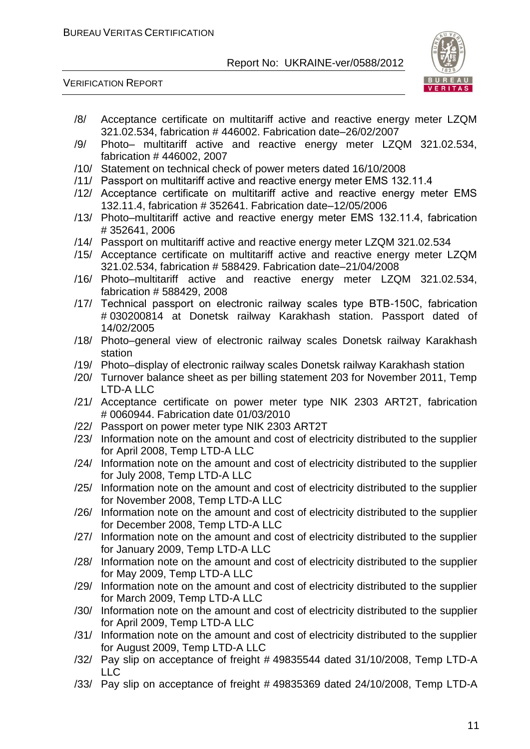/8/ Acceptance certificate on multitariff active and reactive energy meter LZQM 321.02.534, fabrication # 446002. Fabrication date–26/02/2007

/9/ Photo– multitariff active and reactive energy meter LZQM 321.02.534, fabrication # 446002, 2007

/10/ Statement on technical check of power meters dated 16/10/2008

/11/ Passport on multitariff active and reactive energy meter EMS 132.11.4

/12/ Acceptance certificate on multitariff active and reactive energy meter EMS 132.11.4, fabrication # 352641. Fabrication date–12/05/2006

/13/ Photo–multitariff active and reactive energy meter EMS 132.11.4, fabrication # 352641, 2006

/14/ Passport on multitariff active and reactive energy meter LZQM 321.02.534

/15/ Acceptance certificate on multitariff active and reactive energy meter LZQM 321.02.534, fabrication # 588429. Fabrication date–21/04/2008

/16/ Photo–multitariff active and reactive energy meter LZQM 321.02.534, fabrication # 588429, 2008

/17/ Technical passport on electronic railway scales type BTB-150C, fabrication # 030200814 at Donetsk railway Karakhash station. Passport dated of 14/02/2005

/18/ Photo–general view of electronic railway scales Donetsk railway Karakhash station

/19/ Photo–display of electronic railway scales Donetsk railway Karakhash station

/20/ Turnover balance sheet as per billing statement 203 for November 2011, Temp LTD-A LLC

/21/ Acceptance certificate on power meter type NIK 2303 ART2T, fabrication # 0060944. Fabrication date 01/03/2010

/22/ Passport on power meter type NIK 2303 ART2T

/23/ Information note on the amount and cost of electricity distributed to the supplier for April 2008, Temp LTD-A LLC

/24/ Information note on the amount and cost of electricity distributed to the supplier for July 2008, Temp LTD-A LLC

/25/ Information note on the amount and cost of electricity distributed to the supplier for November 2008, Temp LTD-A LLC

/26/ Information note on the amount and cost of electricity distributed to the supplier for December 2008, Temp LTD-A LLC

/27/ Information note on the amount and cost of electricity distributed to the supplier for January 2009, Temp LTD-A LLC

/28/ Information note on the amount and cost of electricity distributed to the supplier for May 2009, Temp LTD-A LLC

/29/ Information note on the amount and cost of electricity distributed to the supplier for March 2009, Temp LTD-A LLC

/30/ Information note on the amount and cost of electricity distributed to the supplier for April 2009, Temp LTD-A LLC

/31/ Information note on the amount and cost of electricity distributed to the supplier for August 2009, Temp LTD-A LLC

/32/ Pay slip on acceptance of freight # 49835544 dated 31/10/2008, Temp LTD-A LLC

/33/ Pay slip on acceptance of freight # 49835369 dated 24/10/2008, Temp LTD-A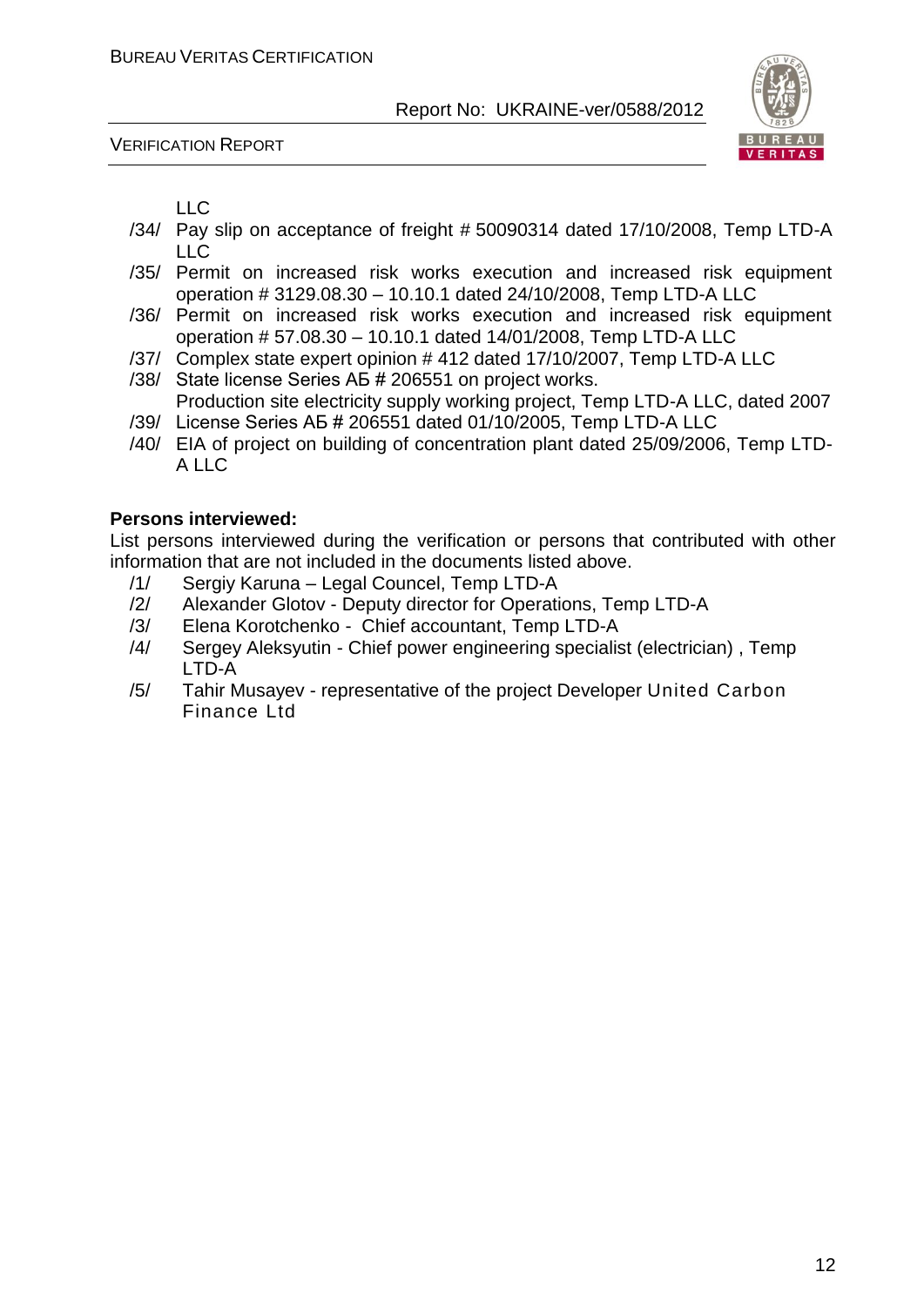LLC

/34/ Pay slip on acceptance of freight # 50090314 dated 17/10/2008, Temp LTD-A LLC

/35/ Permit on increased risk works execution and increased risk equipment operation # 3129.08.30 – 10.10.1 dated 24/10/2008, Temp LTD-A LLC

/36/ Permit on increased risk works execution and increased risk equipment operation # 57.08.30 – 10.10.1 dated 14/01/2008, Temp LTD-A LLC

/37/ Complex state expert opinion # 412 dated 17/10/2007, Temp LTD-A LLC

/38/ State license Series АБ # 206551 on project works.
Production site electricity supply working project, Temp LTD-A LLC, dated 2007

/39/ License Series АБ # 206551 dated 01/10/2005, Temp LTD-A LLC

/40/ EIA of project on building of concentration plant dated 25/09/2006, Temp LTD-A LLC

**Persons interviewed:**

List persons interviewed during the verification or persons that contributed with other information that are not included in the documents listed above.

/1/ Sergiy Karuna – Legal Councel, Temp LTD-A

/2/ Alexander Glotov - Deputy director for Operations, Temp LTD-A

/3/ Elena Korotchenko - Chief accountant, Temp LTD-A

/4/ Sergey Aleksyutin - Chief power engineering specialist (electrician) , Temp LTD-A

/5/ Tahir Musayev - representative of the project Developer United Carbon Finance Ltd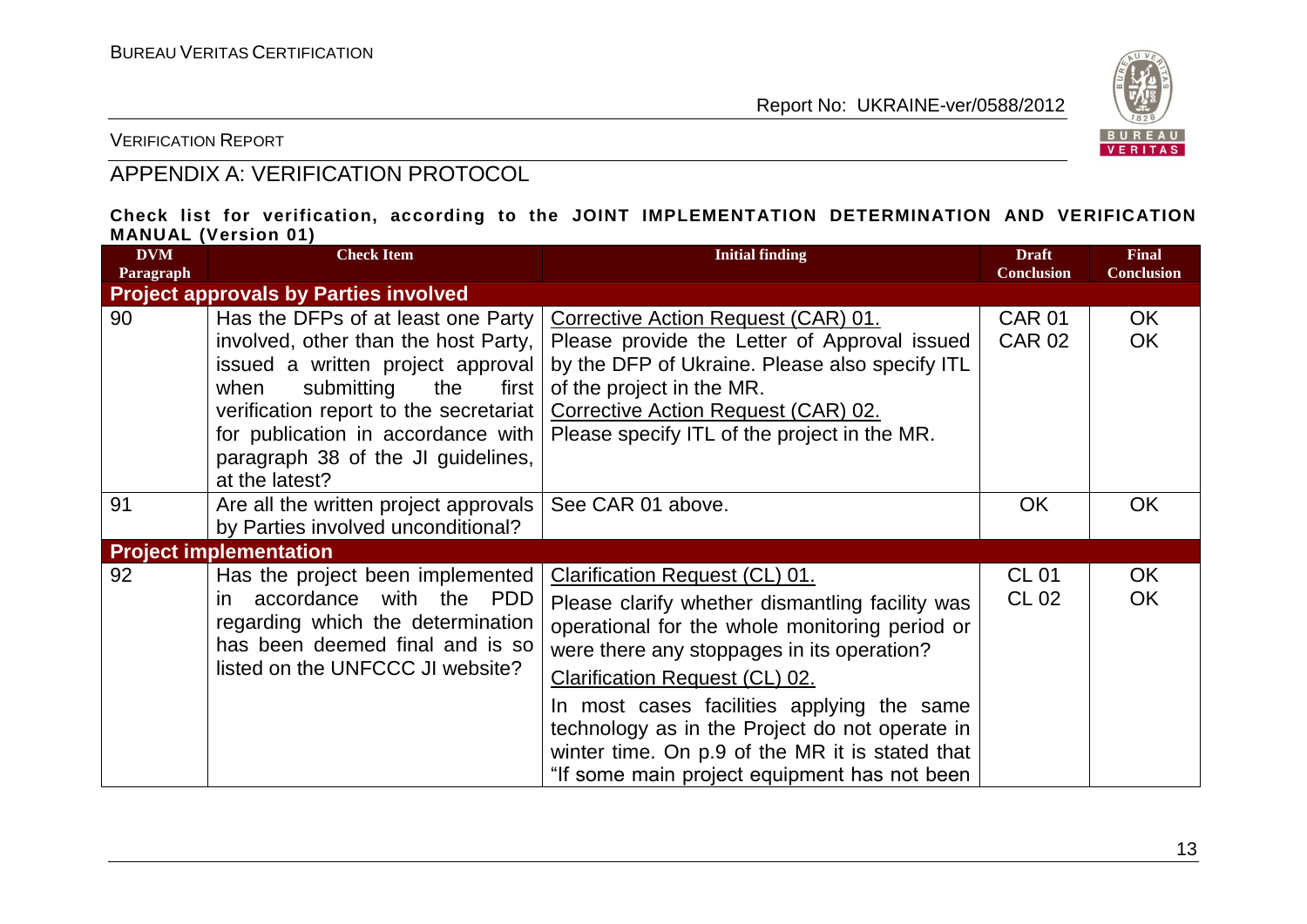## APPENDIX A: VERIFICATION PROTOCOL

**Check list for verification, according to the JOINT IMPLEMENTATION DETERMINATION AND VERIFICATION MANUAL (Version 01)**

| DVM Paragraph | Check Item | Initial finding | Draft Conclusion | Final Conclusion |
|---|---|---|---|---|
| **Project approvals by Parties involved** | | | | |
| 90 | Has the DFPs of at least one Party involved, other than the host Party, issued a written project approval when submitting the first verification report to the secretariat for publication in accordance with paragraph 38 of the JI guidelines, at the latest? | Corrective Action Request (CAR) 01.<br>Please provide the Letter of Approval issued by the DFP of Ukraine. Please also specify ITL of the project in the MR.<br>Corrective Action Request (CAR) 02.<br>Please specify ITL of the project in the MR. | CAR 01<br>CAR 02 | OK<br>OK |
| 91 | Are all the written project approvals by Parties involved unconditional? | See CAR 01 above. | OK | OK |
| **Project implementation** | | | | |
| 92 | Has the project been implemented in accordance with the PDD regarding which the determination has been deemed final and is so listed on the UNFCCC JI website? | Clarification Request (CL) 01.<br>Please clarify whether dismantling facility was operational for the whole monitoring period or were there any stoppages in its operation?<br>Clarification Request (CL) 02.<br>In most cases facilities applying the same technology as in the Project do not operate in winter time. On p.9 of the MR it is stated that "If some main project equipment has not been | CL 01<br>CL 02 | OK<br>OK |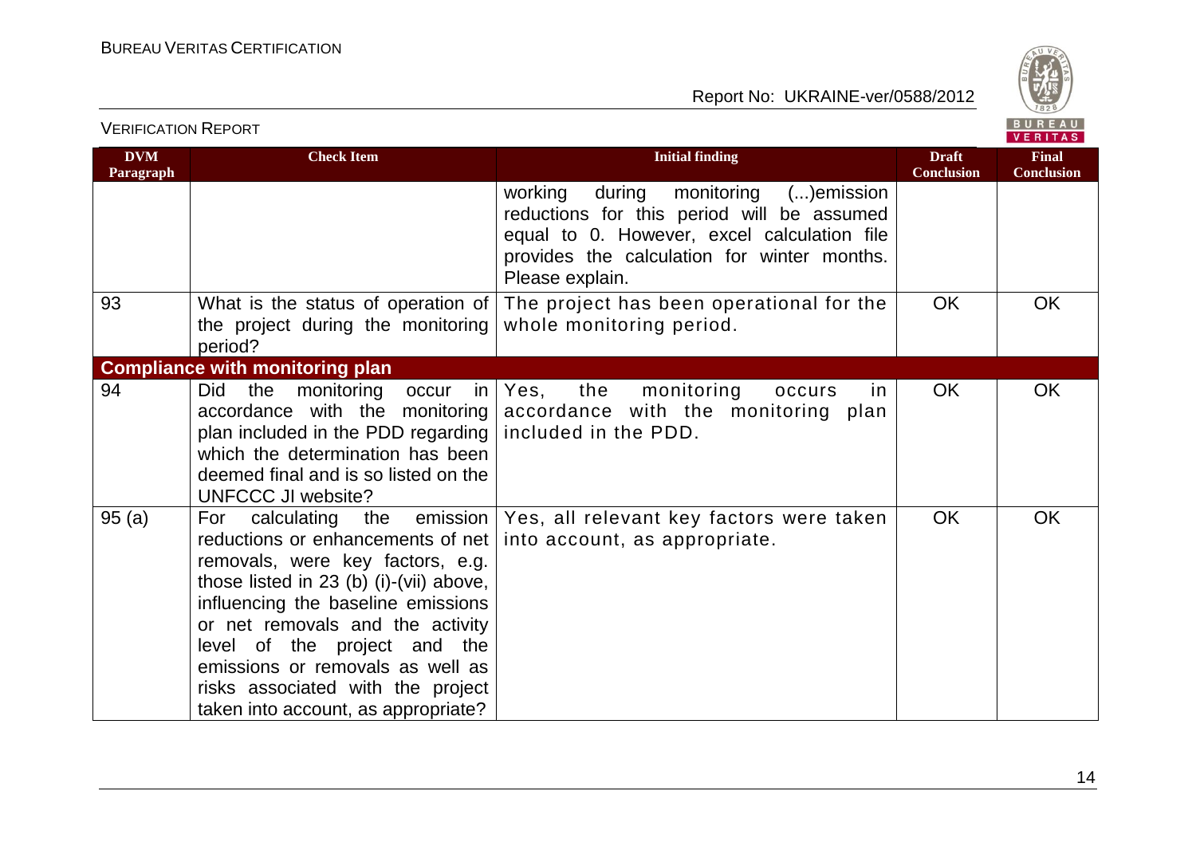| DVM Paragraph | Check Item | Initial finding | Draft Conclusion | Final Conclusion |
|---|---|---|---|---|
| | | working during monitoring (...)emission reductions for this period will be assumed equal to 0. However, excel calculation file provides the calculation for winter months. Please explain. | | |
| 93 | What is the status of operation of the project during the monitoring period? | The project has been operational for the whole monitoring period. | OK | OK |
| **Compliance with monitoring plan** | | | | |
| 94 | Did the monitoring occur in accordance with the monitoring plan included in the PDD regarding which the determination has been deemed final and is so listed on the UNFCCC JI website? | Yes, the monitoring occurs in accordance with the monitoring plan included in the PDD. | OK | OK |
| 95 (a) | For calculating the emission reductions or enhancements of net removals, were key factors, e.g. those listed in 23 (b) (i)-(vii) above, influencing the baseline emissions or net removals and the activity level of the project and the emissions or removals as well as risks associated with the project taken into account, as appropriate? | Yes, all relevant key factors were taken into account, as appropriate. | OK | OK |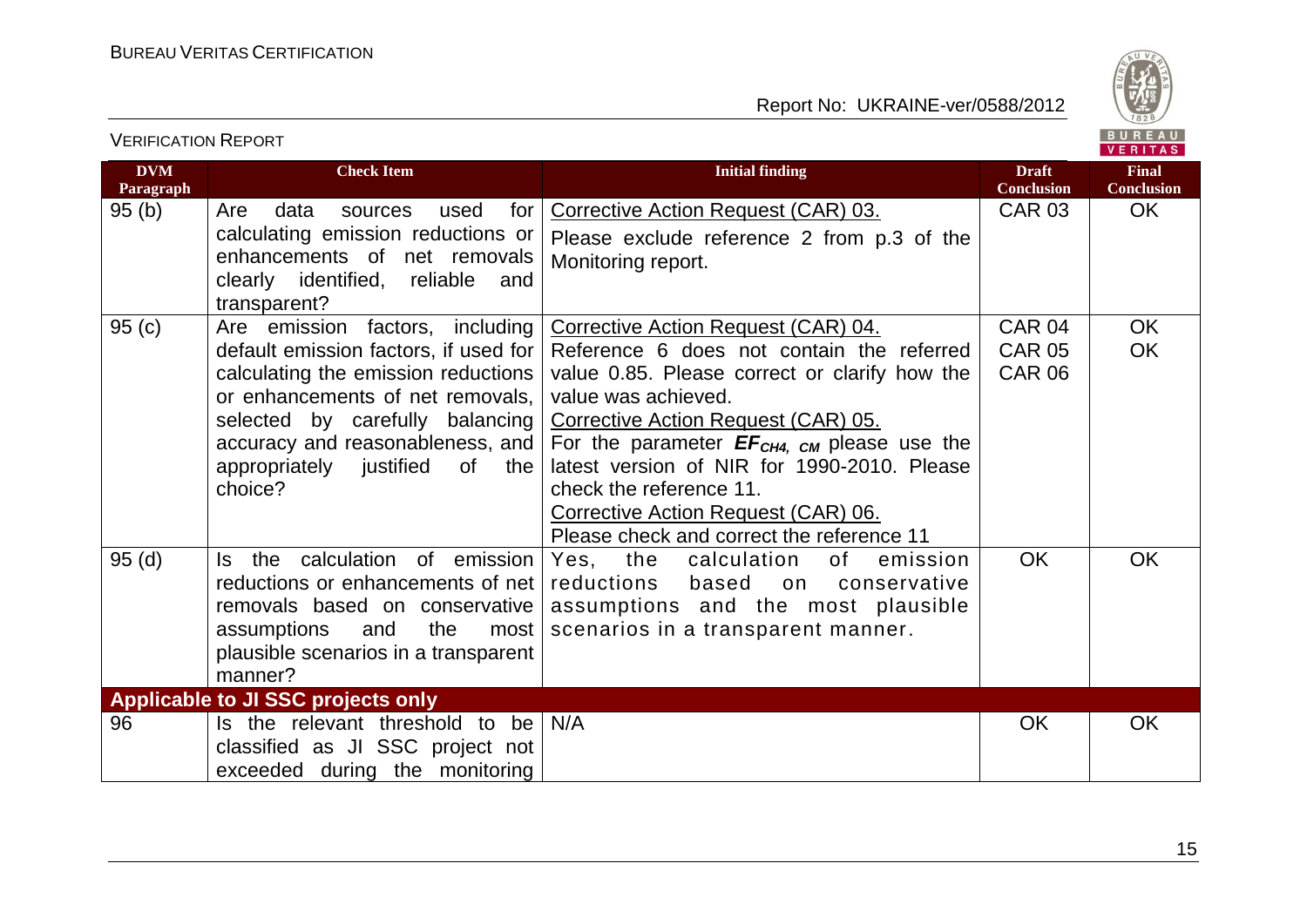| DVM Paragraph | Check Item | Initial finding | Draft Conclusion | Final Conclusion |
|---|---|---|---|---|
| 95 (b) | Are data sources used for calculating emission reductions or enhancements of net removals clearly identified, reliable and transparent? | Corrective Action Request (CAR) 03.<br>Please exclude reference 2 from p.3 of the Monitoring report. | CAR 03 | OK |
| 95 (c) | Are emission factors, including default emission factors, if used for calculating the emission reductions or enhancements of net removals, selected by carefully balancing accuracy and reasonableness, and appropriately justified of the choice? | Corrective Action Request (CAR) 04.<br>Reference 6 does not contain the referred value 0.85. Please correct or clarify how the value was achieved.<br>Corrective Action Request (CAR) 05.<br>For the parameter $EF_{CH4,\ CM}$ please use the latest version of NIR for 1990-2010. Please check the reference 11.<br>Corrective Action Request (CAR) 06.<br>Please check and correct the reference 11 | CAR 04<br>CAR 05<br>CAR 06 | OK<br>OK |
| 95 (d) | Is the calculation of emission reductions or enhancements of net removals based on conservative assumptions and the most plausible scenarios in a transparent manner? | Yes, the calculation of emission reductions based on conservative assumptions and the most plausible scenarios in a transparent manner. | OK | OK |
| **Applicable to JI SSC projects only** | | | | |
| 96 | Is the relevant threshold to be classified as JI SSC project not exceeded during the monitoring | N/A | OK | OK |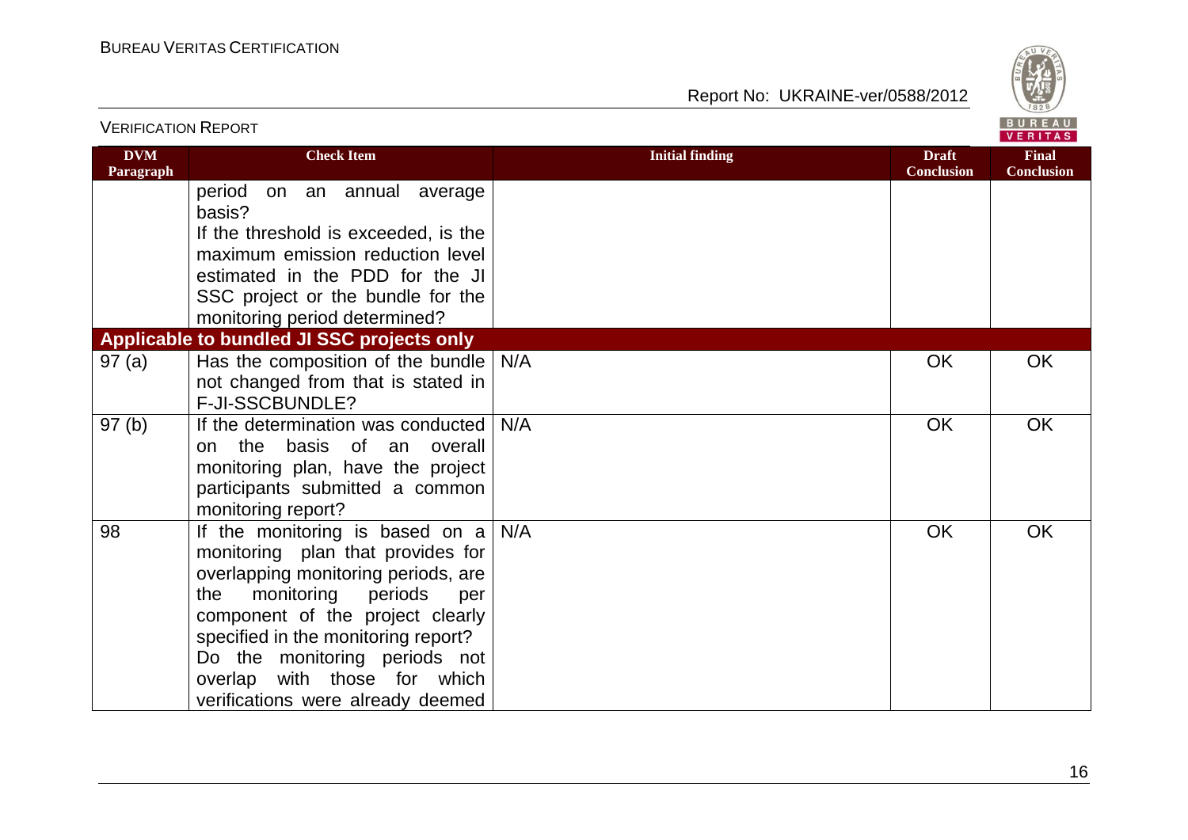| DVM Paragraph | Check Item | Initial finding | Draft Conclusion | Final Conclusion |
|---|---|---|---|---|
| | period on an annual average basis? If the threshold is exceeded, is the maximum emission reduction level estimated in the PDD for the JI SSC project or the bundle for the monitoring period determined? | | | |
| **Applicable to bundled JI SSC projects only** | | | | |
| 97 (a) | Has the composition of the bundle not changed from that is stated in F-JI-SSCBUNDLE? | N/A | OK | OK |
| 97 (b) | If the determination was conducted on the basis of an overall monitoring plan, have the project participants submitted a common monitoring report? | N/A | OK | OK |
| 98 | If the monitoring is based on a monitoring plan that provides for overlapping monitoring periods, are the monitoring periods per component of the project clearly specified in the monitoring report? Do the monitoring periods not overlap with those for which verifications were already deemed | N/A | OK | OK |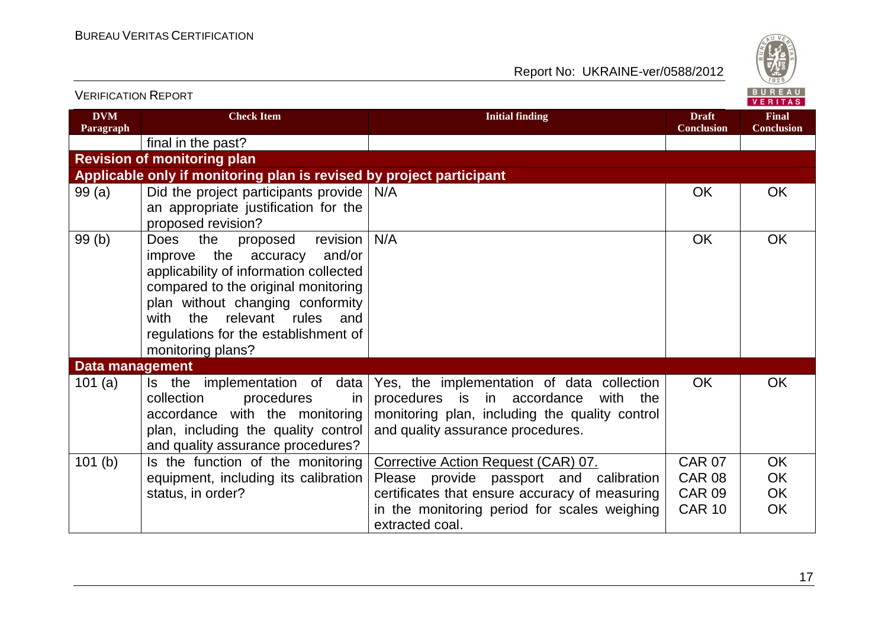| DVM Paragraph | Check Item | Initial finding | Draft Conclusion | Final Conclusion |
|---|---|---|---|---|
| | final in the past? | | | |
| **Revision of monitoring plan** | | | | |
| **Applicable only if monitoring plan is revised by project participant** | | | | |
| 99 (a) | Did the project participants provide an appropriate justification for the proposed revision? | N/A | OK | OK |
| 99 (b) | Does the proposed revision improve the accuracy and/or applicability of information collected compared to the original monitoring plan without changing conformity with the relevant rules and regulations for the establishment of monitoring plans? | N/A | OK | OK |
| **Data management** | | | | |
| 101 (a) | Is the implementation of data collection procedures in accordance with the monitoring plan, including the quality control and quality assurance procedures? | Yes, the implementation of data collection procedures is in accordance with the monitoring plan, including the quality control and quality assurance procedures. | OK | OK |
| 101 (b) | Is the function of the monitoring equipment, including its calibration status, in order? | Corrective Action Request (CAR) 07. Please provide passport and calibration certificates that ensure accuracy of measuring in the monitoring period for scales weighing extracted coal. | CAR 07 CAR 08 CAR 09 CAR 10 | OK OK OK OK |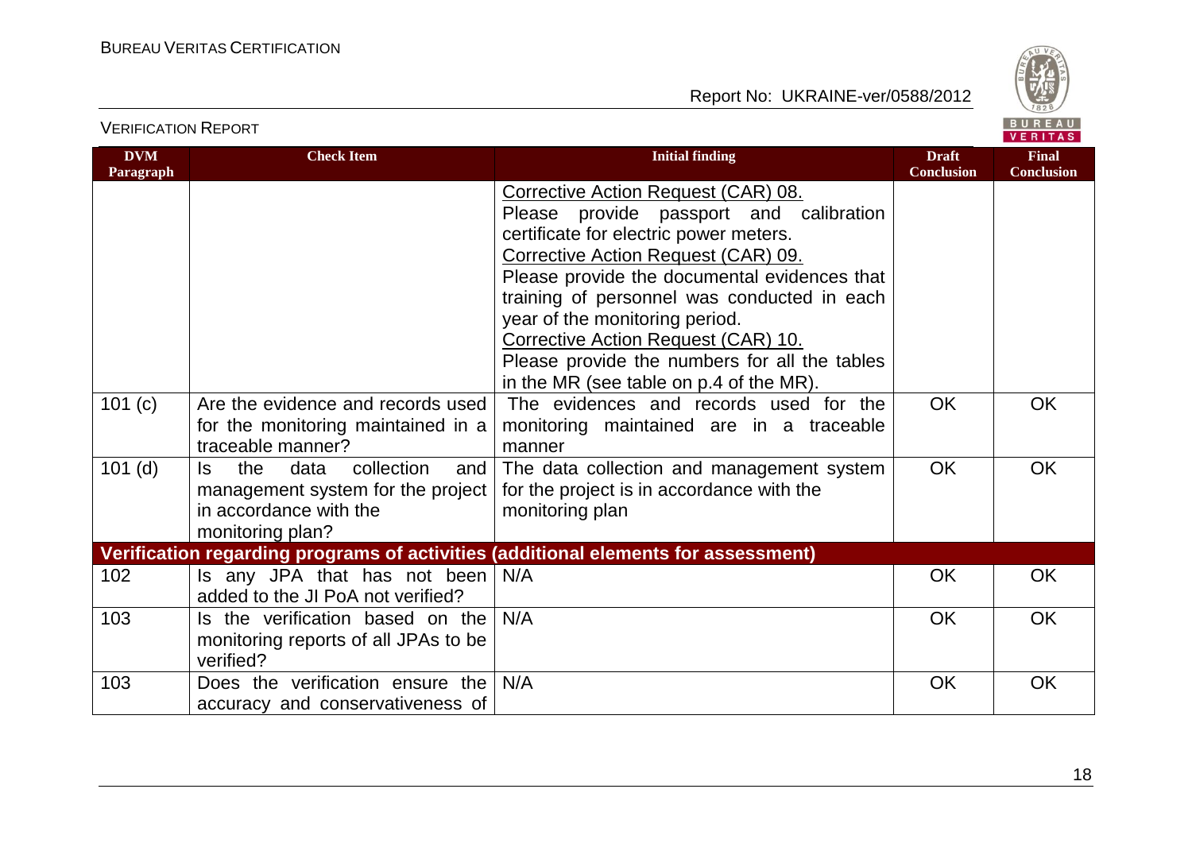| DVM Paragraph | Check Item | Initial finding | Draft Conclusion | Final Conclusion |
|---|---|---|---|---|
| | | Corrective Action Request (CAR) 08. Please provide passport and calibration certificate for electric power meters. Corrective Action Request (CAR) 09. Please provide the documental evidences that training of personnel was conducted in each year of the monitoring period. Corrective Action Request (CAR) 10. Please provide the numbers for all the tables in the MR (see table on p.4 of the MR). | | |
| 101 (c) | Are the evidence and records used for the monitoring maintained in a traceable manner? | The evidences and records used for the monitoring maintained are in a traceable manner | OK | OK |
| 101 (d) | Is the data collection and management system for the project in accordance with the monitoring plan? | The data collection and management system for the project is in accordance with the monitoring plan | OK | OK |
| **Verification regarding programs of activities (additional elements for assessment)** | | | | |
| 102 | Is any JPA that has not been added to the JI PoA not verified? | N/A | OK | OK |
| 103 | Is the verification based on the monitoring reports of all JPAs to be verified? | N/A | OK | OK |
| 103 | Does the verification ensure the accuracy and conservativeness of | N/A | OK | OK |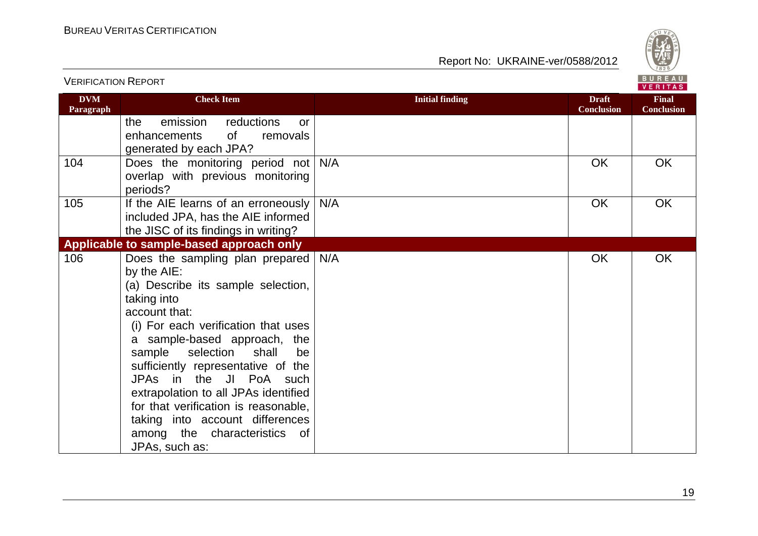| DVM Paragraph | Check Item | Initial finding | Draft Conclusion | Final Conclusion |
|---|---|---|---|---|
| | the emission reductions or enhancements of removals generated by each JPA? | | | |
| 104 | Does the monitoring period not overlap with previous monitoring periods? | N/A | OK | OK |
| 105 | If the AIE learns of an erroneously included JPA, has the AIE informed the JISC of its findings in writing? | N/A | OK | OK |
| **Applicable to sample-based approach only** | | | | |
| 106 | Does the sampling plan prepared by the AIE:<br>(a) Describe its sample selection, taking into account that:<br>(i) For each verification that uses a sample-based approach, the sample selection shall be sufficiently representative of the JPAs in the JI PoA such extrapolation to all JPAs identified for that verification is reasonable, taking into account differences among the characteristics of JPAs, such as: | N/A | OK | OK |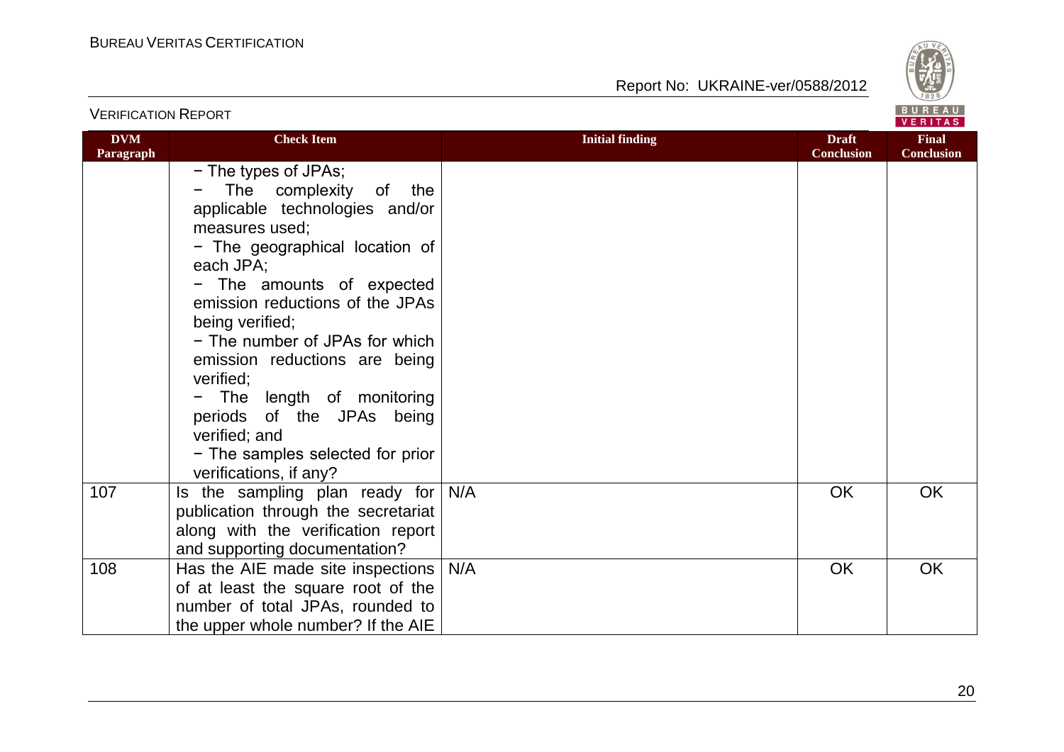| DVM Paragraph | Check Item | Initial finding | Draft Conclusion | Final Conclusion |
|---|---|---|---|---|
| | − The types of JPAs;<br>− The complexity of the applicable technologies and/or measures used;<br>− The geographical location of each JPA;<br>− The amounts of expected emission reductions of the JPAs being verified;<br>− The number of JPAs for which emission reductions are being verified;<br>− The length of monitoring periods of the JPAs being verified; and<br>− The samples selected for prior verifications, if any? | | | |
| 107 | Is the sampling plan ready for publication through the secretariat along with the verification report and supporting documentation? | N/A | OK | OK |
| 108 | Has the AIE made site inspections of at least the square root of the number of total JPAs, rounded to the upper whole number? If the AIE | N/A | OK | OK |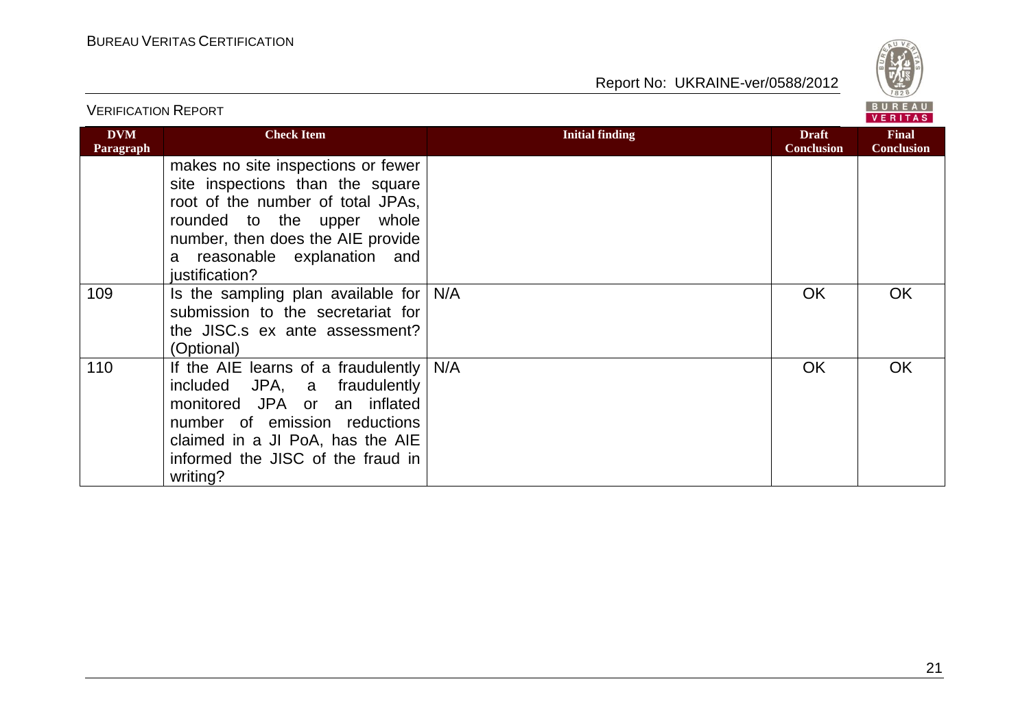| DVM Paragraph | Check Item | Initial finding | Draft Conclusion | Final Conclusion |
|---|---|---|---|---|
| | makes no site inspections or fewer site inspections than the square root of the number of total JPAs, rounded to the upper whole number, then does the AIE provide a reasonable explanation and justification? | | | |
| 109 | Is the sampling plan available for submission to the secretariat for the JISC.s ex ante assessment? (Optional) | N/A | OK | OK |
| 110 | If the AIE learns of a fraudulently included JPA, a fraudulently monitored JPA or an inflated number of emission reductions claimed in a JI PoA, has the AIE informed the JISC of the fraud in writing? | N/A | OK | OK |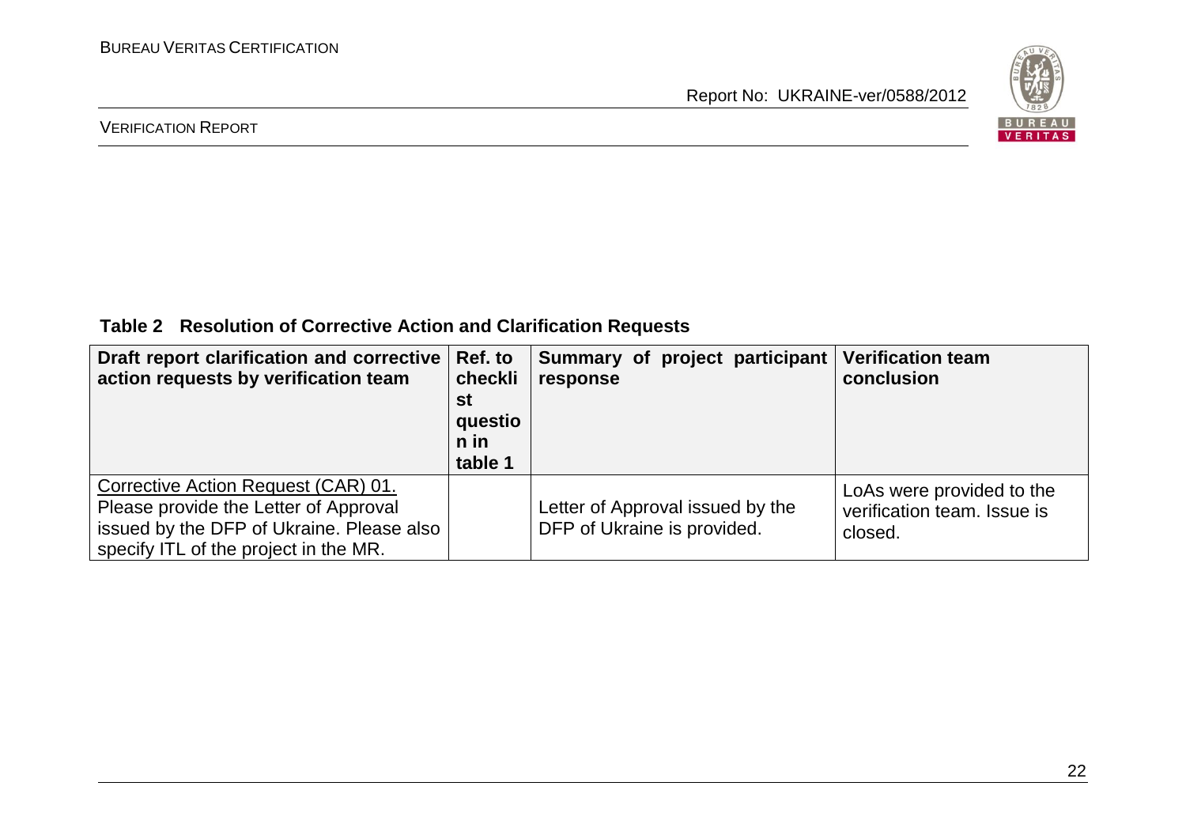**Table 2 Resolution of Corrective Action and Clarification Requests**

| Draft report clarification and corrective action requests by verification team | Ref. to checklist question in table 1 | Summary of project participant response | Verification team conclusion |
|---|---|---|---|
| Corrective Action Request (CAR) 01. Please provide the Letter of Approval issued by the DFP of Ukraine. Please also specify ITL of the project in the MR. | | Letter of Approval issued by the DFP of Ukraine is provided. | LoAs were provided to the verification team. Issue is closed. |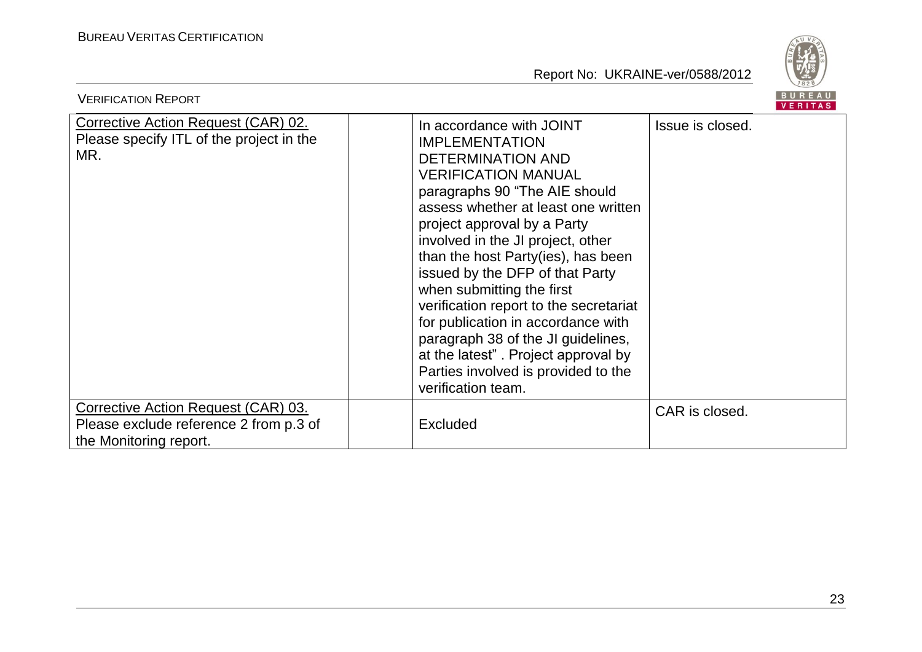| Corrective Action Request (CAR) 02. Please specify ITL of the project in the MR. | | In accordance with JOINT IMPLEMENTATION DETERMINATION AND VERIFICATION MANUAL paragraphs 90 "The AIE should assess whether at least one written project approval by a Party involved in the JI project, other than the host Party(ies), has been issued by the DFP of that Party when submitting the first verification report to the secretariat for publication in accordance with paragraph 38 of the JI guidelines, at the latest" . Project approval by Parties involved is provided to the verification team. | Issue is closed. |
|---|---|---|---|
| Corrective Action Request (CAR) 03. Please exclude reference 2 from p.3 of the Monitoring report. | | Excluded | CAR is closed. |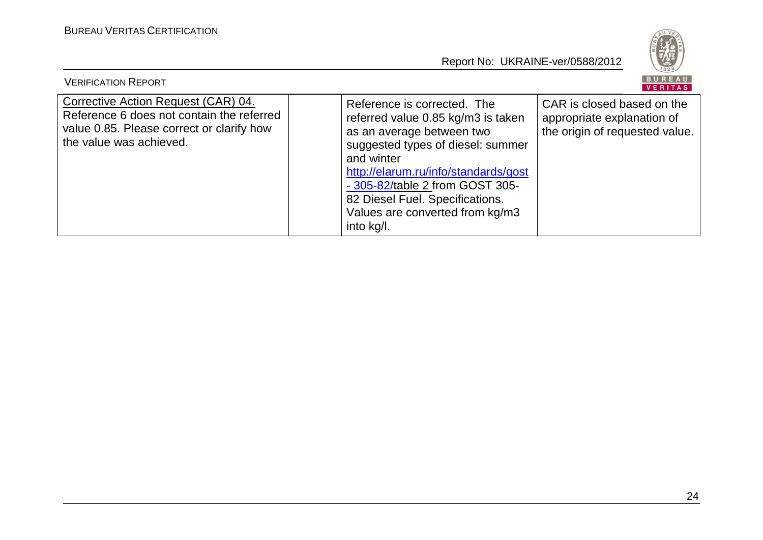| Corrective Action Request (CAR) 04. Reference 6 does not contain the referred value 0.85. Please correct or clarify how the value was achieved. | | Reference is corrected. The referred value 0.85 kg/m3 is taken as an average between two suggested types of diesel: summer and winter http://elarum.ru/info/standards/gost - 305-82/table 2 from GOST 305-82 Diesel Fuel. Specifications. Values are converted from kg/m3 into kg/l. | CAR is closed based on the appropriate explanation of the origin of requested value. |
|---|---|---|---|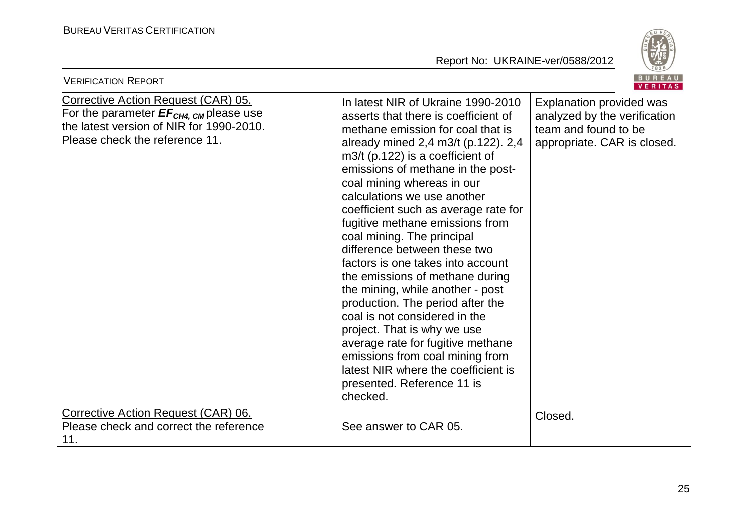| Corrective Action Request (CAR) 05. For the parameter $EF_{CH4, CM}$ please use the latest version of NIR for 1990-2010. Please check the reference 11. | | In latest NIR of Ukraine 1990-2010 asserts that there is coefficient of methane emission for coal that is already mined 2,4 m3/t (p.122). 2,4 m3/t (p.122) is a coefficient of emissions of methane in the post-coal mining whereas in our calculations we use another coefficient such as average rate for fugitive methane emissions from coal mining. The principal difference between these two factors is one takes into account the emissions of methane during the mining, while another - post production. The period after the coal is not considered in the project. That is why we use average rate for fugitive methane emissions from coal mining from latest NIR where the coefficient is presented. Reference 11 is checked. | Explanation provided was analyzed by the verification team and found to be appropriate. CAR is closed. |
|---|---|---|---|
| Corrective Action Request (CAR) 06. Please check and correct the reference 11. | | See answer to CAR 05. | Closed. |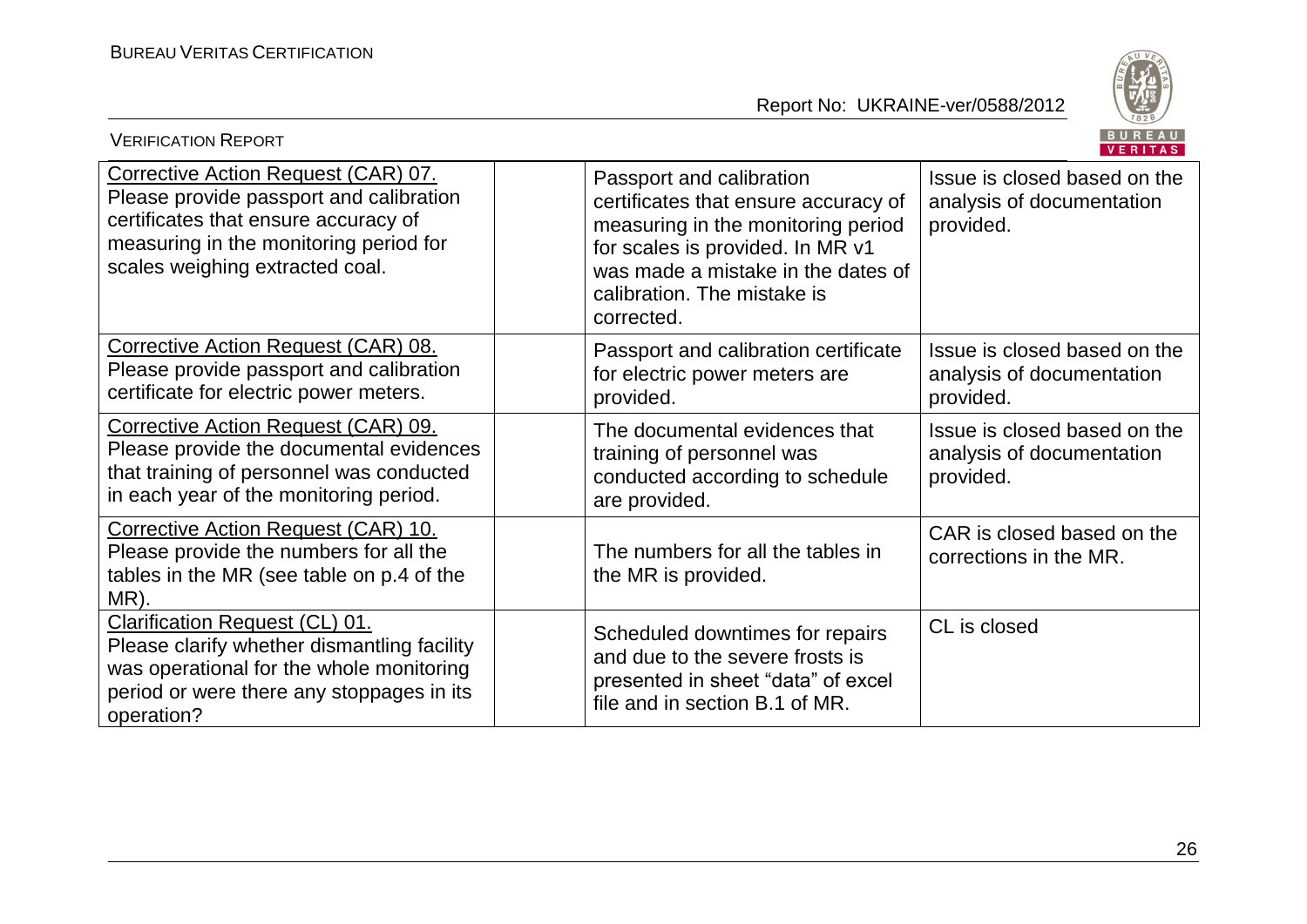| Corrective Action Request (CAR) 07. Please provide passport and calibration certificates that ensure accuracy of measuring in the monitoring period for scales weighing extracted coal. | | Passport and calibration certificates that ensure accuracy of measuring in the monitoring period for scales is provided. In MR v1 was made a mistake in the dates of calibration. The mistake is corrected. | Issue is closed based on the analysis of documentation provided. |
|---|---|---|---|
| Corrective Action Request (CAR) 08. Please provide passport and calibration certificate for electric power meters. | | Passport and calibration certificate for electric power meters are provided. | Issue is closed based on the analysis of documentation provided. |
| Corrective Action Request (CAR) 09. Please provide the documental evidences that training of personnel was conducted in each year of the monitoring period. | | The documental evidences that training of personnel was conducted according to schedule are provided. | Issue is closed based on the analysis of documentation provided. |
| Corrective Action Request (CAR) 10. Please provide the numbers for all the tables in the MR (see table on p.4 of the MR). | | The numbers for all the tables in the MR is provided. | CAR is closed based on the corrections in the MR. |
| Clarification Request (CL) 01. Please clarify whether dismantling facility was operational for the whole monitoring period or were there any stoppages in its operation? | | Scheduled downtimes for repairs and due to the severe frosts is presented in sheet "data" of excel file and in section B.1 of MR. | CL is closed |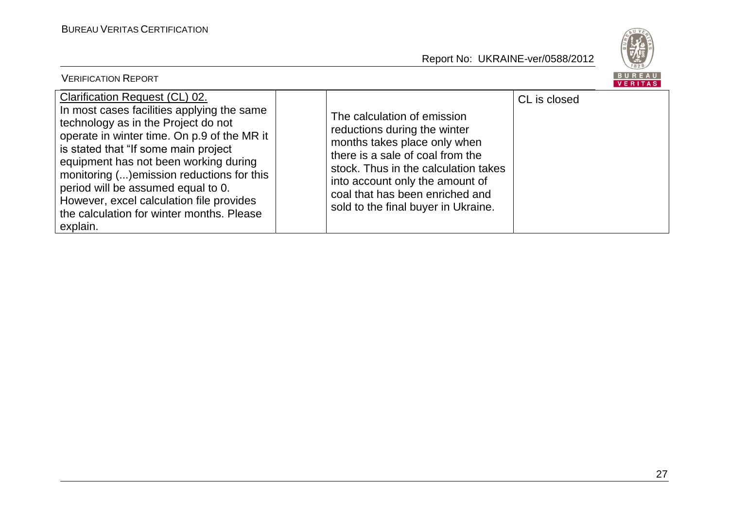| | | | |
|---|---|---|---|
| Clarification Request (CL) 02.<br>In most cases facilities applying the same technology as in the Project do not operate in winter time. On p.9 of the MR it is stated that "If some main project equipment has not been working during monitoring (...)emission reductions for this period will be assumed equal to 0. However, excel calculation file provides the calculation for winter months. Please explain. | | The calculation of emission reductions during the winter months takes place only when there is a sale of coal from the stock. Thus in the calculation takes into account only the amount of coal that has been enriched and sold to the final buyer in Ukraine. | CL is closed |